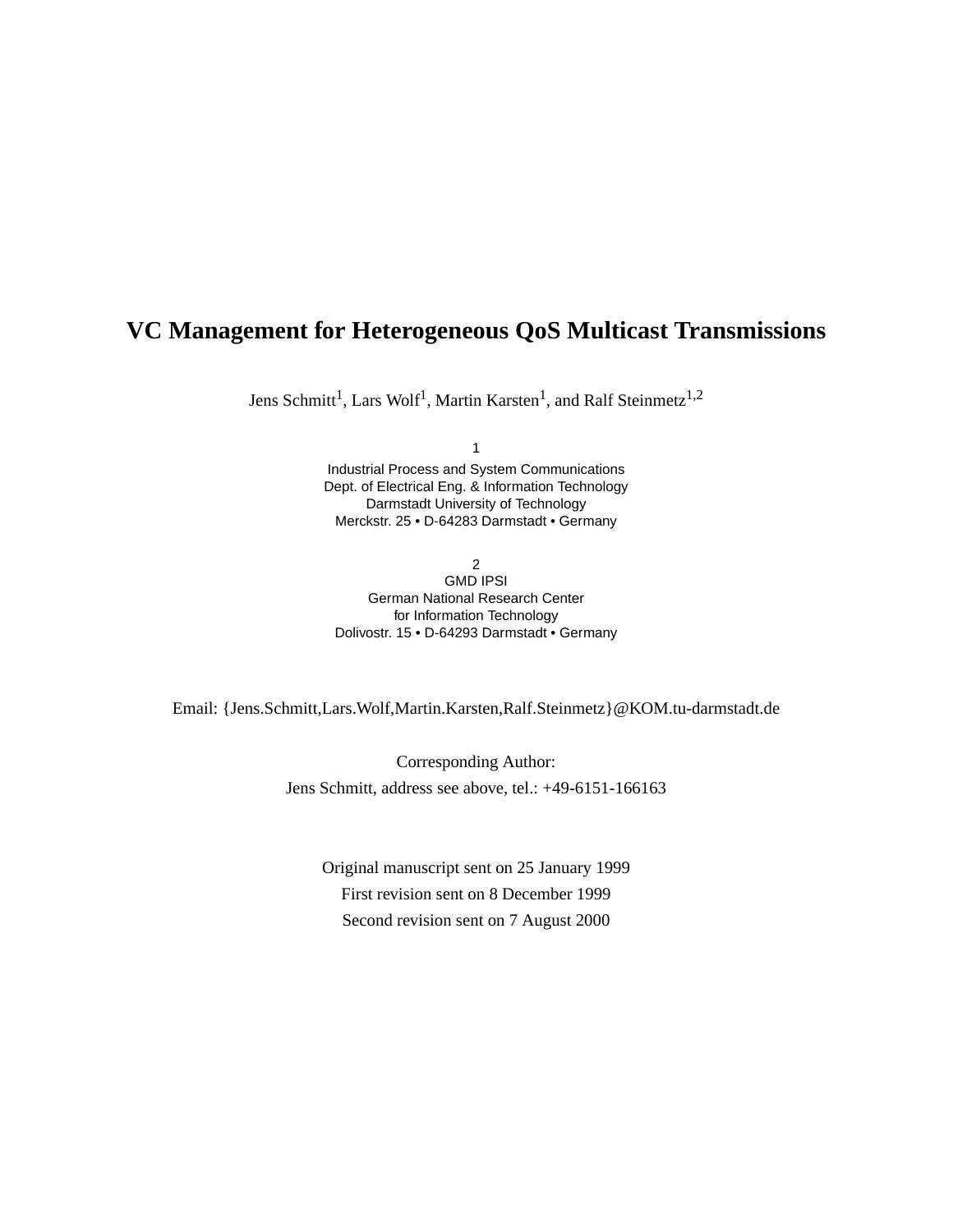# VC Management for Heterogeneous QoS Multicast Transmissions

Jens Schmitt[1], Lars Wolf[1], Martin Karsten[1], and Ralf Steinmetz[1,2]

1
Industrial Process and System Communications
Dept. of Electrical Eng. & Information Technology
Darmstadt University of Technology
Merckstr. 25 • D-64283 Darmstadt • Germany

2
GMD IPSI
German National Research Center
for Information Technology
Dolivostr. 15 • D-64293 Darmstadt • Germany

Email: {Jens.Schmitt,Lars.Wolf,Martin.Karsten,Ralf.Steinmetz}@KOM.tu-darmstadt.de

Corresponding Author:
Jens Schmitt, address see above, tel.: +49-6151-166163

Original manuscript sent on 25 January 1999
First revision sent on 8 December 1999
Second revision sent on 7 August 2000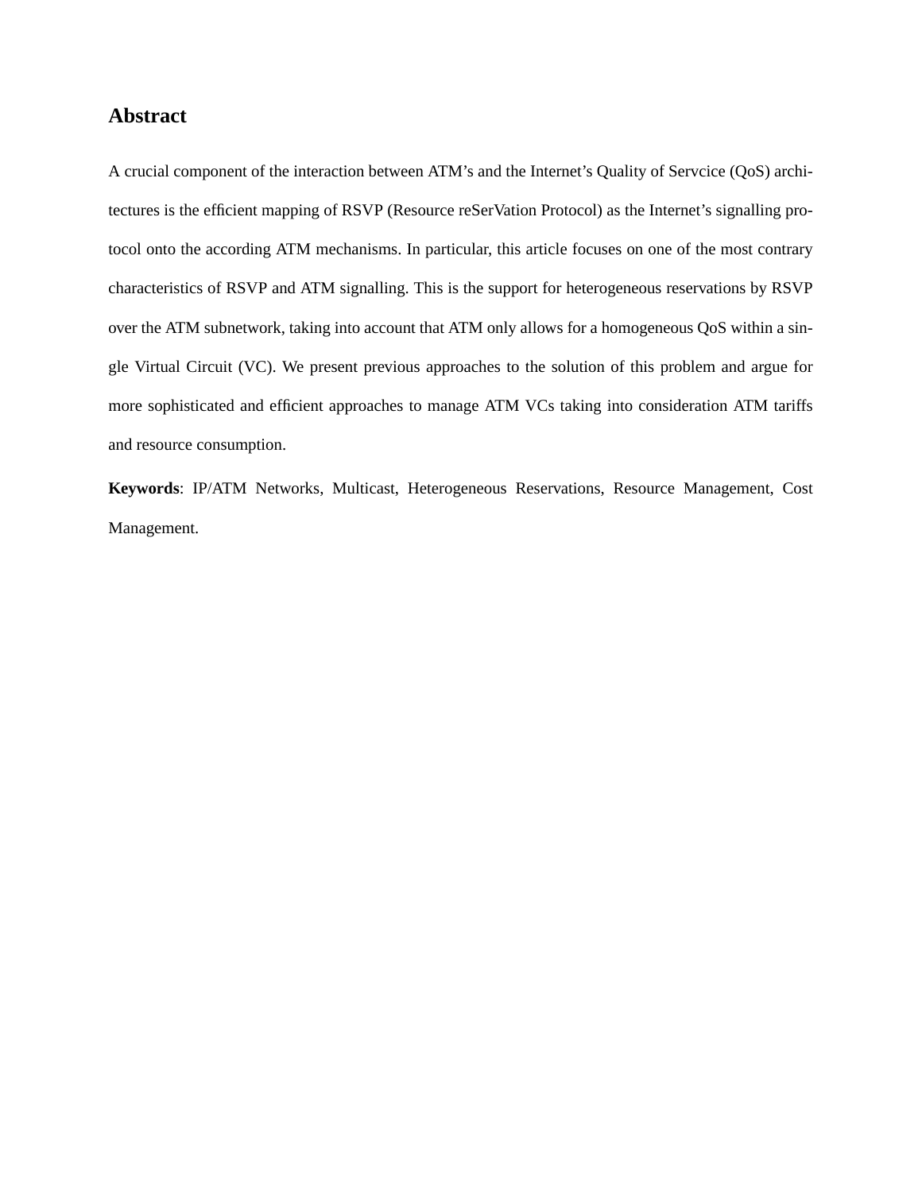## Abstract

A crucial component of the interaction between ATM's and the Internet's Quality of Servcice (QoS) architectures is the efficient mapping of RSVP (Resource reSerVation Protocol) as the Internet's signalling protocol onto the according ATM mechanisms. In particular, this article focuses on one of the most contrary characteristics of RSVP and ATM signalling. This is the support for heterogeneous reservations by RSVP over the ATM subnetwork, taking into account that ATM only allows for a homogeneous QoS within a single Virtual Circuit (VC). We present previous approaches to the solution of this problem and argue for more sophisticated and efficient approaches to manage ATM VCs taking into consideration ATM tariffs and resource consumption.

**Keywords**: IP/ATM Networks, Multicast, Heterogeneous Reservations, Resource Management, Cost Management.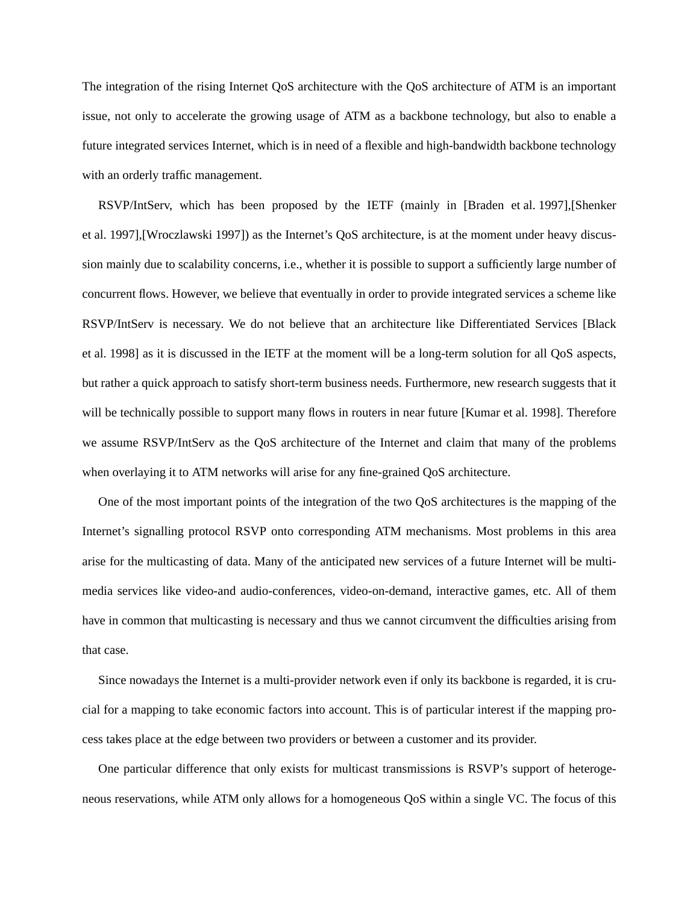The integration of the rising Internet QoS architecture with the QoS architecture of ATM is an important issue, not only to accelerate the growing usage of ATM as a backbone technology, but also to enable a future integrated services Internet, which is in need of a flexible and high-bandwidth backbone technology with an orderly traffic management.

RSVP/IntServ, which has been proposed by the IETF (mainly in [Braden et al. 1997],[Shenker et al. 1997],[Wroczlawski 1997]) as the Internet's QoS architecture, is at the moment under heavy discussion mainly due to scalability concerns, i.e., whether it is possible to support a sufficiently large number of concurrent flows. However, we believe that eventually in order to provide integrated services a scheme like RSVP/IntServ is necessary. We do not believe that an architecture like Differentiated Services [Black et al. 1998] as it is discussed in the IETF at the moment will be a long-term solution for all QoS aspects, but rather a quick approach to satisfy short-term business needs. Furthermore, new research suggests that it will be technically possible to support many flows in routers in near future [Kumar et al. 1998]. Therefore we assume RSVP/IntServ as the QoS architecture of the Internet and claim that many of the problems when overlaying it to ATM networks will arise for any fine-grained QoS architecture.

One of the most important points of the integration of the two QoS architectures is the mapping of the Internet's signalling protocol RSVP onto corresponding ATM mechanisms. Most problems in this area arise for the multicasting of data. Many of the anticipated new services of a future Internet will be multimedia services like video-and audio-conferences, video-on-demand, interactive games, etc. All of them have in common that multicasting is necessary and thus we cannot circumvent the difficulties arising from that case.

Since nowadays the Internet is a multi-provider network even if only its backbone is regarded, it is crucial for a mapping to take economic factors into account. This is of particular interest if the mapping process takes place at the edge between two providers or between a customer and its provider.

One particular difference that only exists for multicast transmissions is RSVP's support of heterogeneous reservations, while ATM only allows for a homogeneous QoS within a single VC. The focus of this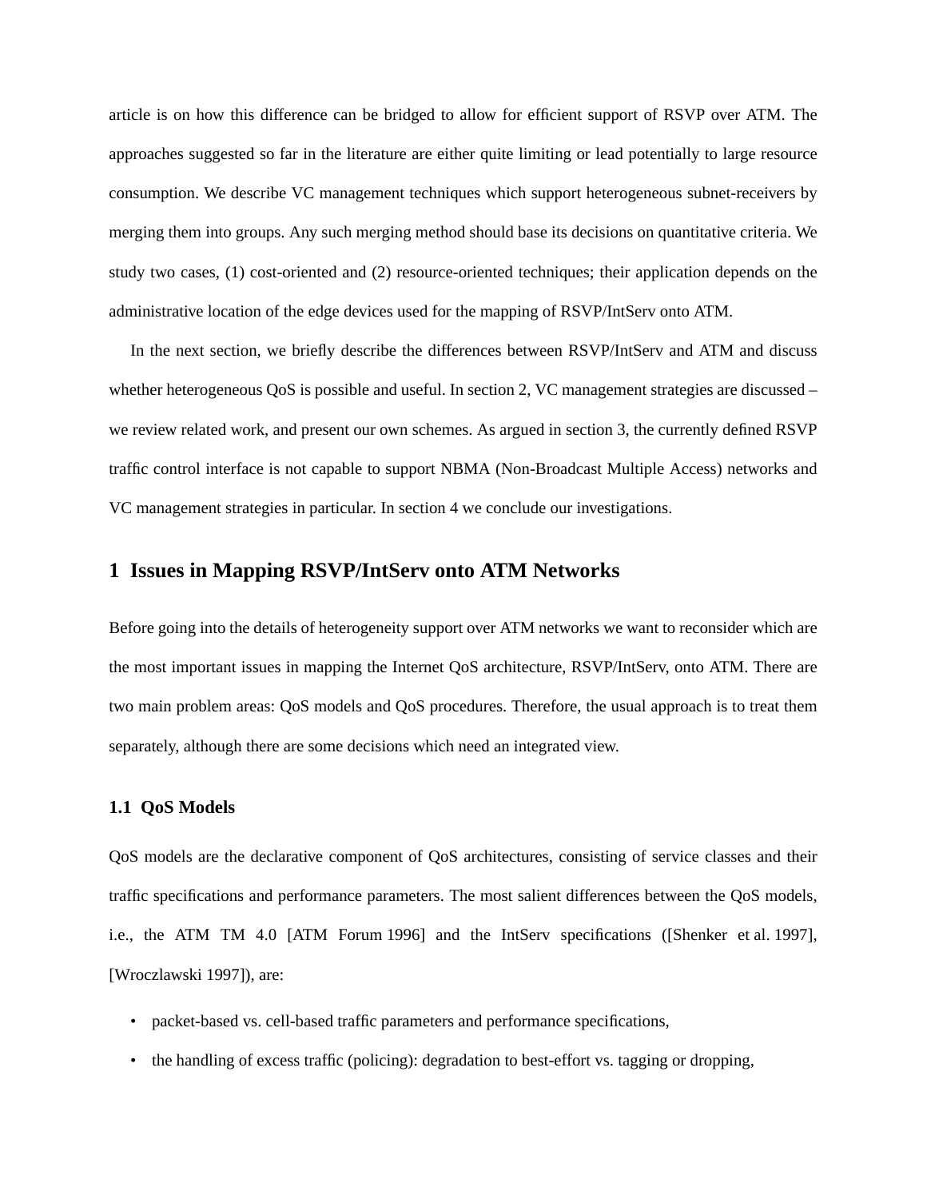article is on how this difference can be bridged to allow for efficient support of RSVP over ATM. The approaches suggested so far in the literature are either quite limiting or lead potentially to large resource consumption. We describe VC management techniques which support heterogeneous subnet-receivers by merging them into groups. Any such merging method should base its decisions on quantitative criteria. We study two cases, (1) cost-oriented and (2) resource-oriented techniques; their application depends on the administrative location of the edge devices used for the mapping of RSVP/IntServ onto ATM.

In the next section, we briefly describe the differences between RSVP/IntServ and ATM and discuss whether heterogeneous QoS is possible and useful. In section 2, VC management strategies are discussed – we review related work, and present our own schemes. As argued in section 3, the currently defined RSVP traffic control interface is not capable to support NBMA (Non-Broadcast Multiple Access) networks and VC management strategies in particular. In section 4 we conclude our investigations.

## 1 Issues in Mapping RSVP/IntServ onto ATM Networks

Before going into the details of heterogeneity support over ATM networks we want to reconsider which are the most important issues in mapping the Internet QoS architecture, RSVP/IntServ, onto ATM. There are two main problem areas: QoS models and QoS procedures. Therefore, the usual approach is to treat them separately, although there are some decisions which need an integrated view.

### 1.1 QoS Models

QoS models are the declarative component of QoS architectures, consisting of service classes and their traffic specifications and performance parameters. The most salient differences between the QoS models, i.e., the ATM TM 4.0 [ATM Forum 1996] and the IntServ specifications ([Shenker et al. 1997], [Wroczlawski 1997]), are:

- packet-based vs. cell-based traffic parameters and performance specifications,
- the handling of excess traffic (policing): degradation to best-effort vs. tagging or dropping,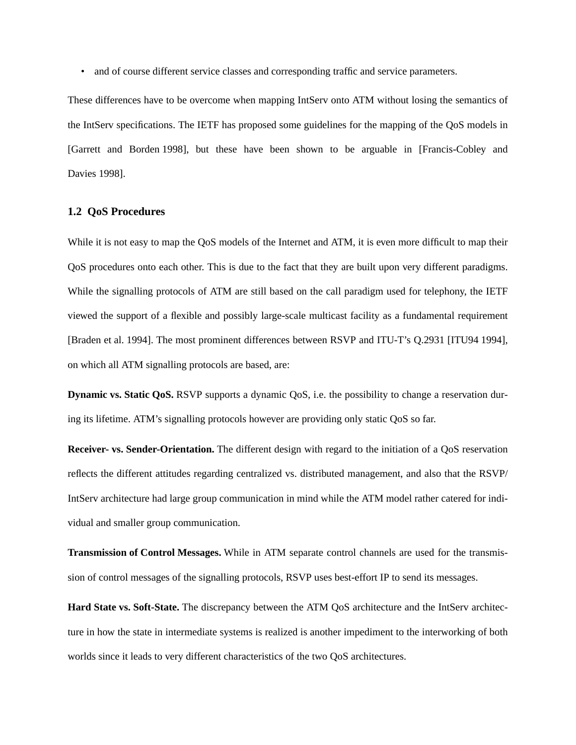- and of course different service classes and corresponding traffic and service parameters.

These differences have to be overcome when mapping IntServ onto ATM without losing the semantics of the IntServ specifications. The IETF has proposed some guidelines for the mapping of the QoS models in [Garrett and Borden 1998], but these have been shown to be arguable in [Francis-Cobley and Davies 1998].

## 1.2 QoS Procedures

While it is not easy to map the QoS models of the Internet and ATM, it is even more difficult to map their QoS procedures onto each other. This is due to the fact that they are built upon very different paradigms. While the signalling protocols of ATM are still based on the call paradigm used for telephony, the IETF viewed the support of a flexible and possibly large-scale multicast facility as a fundamental requirement [Braden et al. 1994]. The most prominent differences between RSVP and ITU-T's Q.2931 [ITU94 1994], on which all ATM signalling protocols are based, are:

**Dynamic vs. Static QoS.** RSVP supports a dynamic QoS, i.e. the possibility to change a reservation during its lifetime. ATM's signalling protocols however are providing only static QoS so far.

**Receiver- vs. Sender-Orientation.** The different design with regard to the initiation of a QoS reservation reflects the different attitudes regarding centralized vs. distributed management, and also that the RSVP/IntServ architecture had large group communication in mind while the ATM model rather catered for individual and smaller group communication.

**Transmission of Control Messages.** While in ATM separate control channels are used for the transmission of control messages of the signalling protocols, RSVP uses best-effort IP to send its messages.

**Hard State vs. Soft-State.** The discrepancy between the ATM QoS architecture and the IntServ architecture in how the state in intermediate systems is realized is another impediment to the interworking of both worlds since it leads to very different characteristics of the two QoS architectures.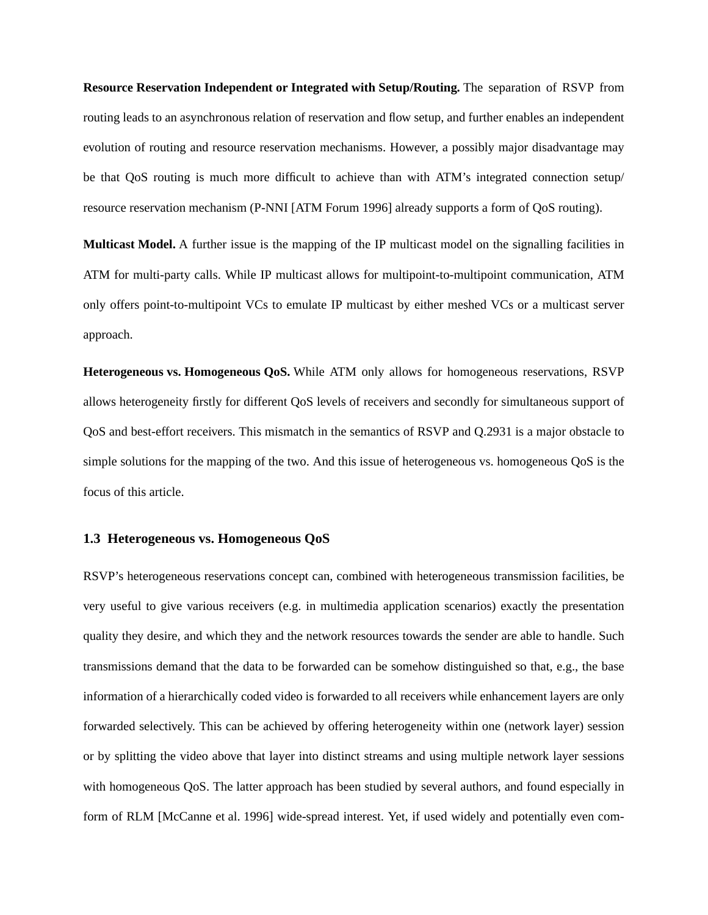**Resource Reservation Independent or Integrated with Setup/Routing.** The separation of RSVP from routing leads to an asynchronous relation of reservation and flow setup, and further enables an independent evolution of routing and resource reservation mechanisms. However, a possibly major disadvantage may be that QoS routing is much more difficult to achieve than with ATM's integrated connection setup/ resource reservation mechanism (P-NNI [ATM Forum 1996] already supports a form of QoS routing).

**Multicast Model.** A further issue is the mapping of the IP multicast model on the signalling facilities in ATM for multi-party calls. While IP multicast allows for multipoint-to-multipoint communication, ATM only offers point-to-multipoint VCs to emulate IP multicast by either meshed VCs or a multicast server approach.

**Heterogeneous vs. Homogeneous QoS.** While ATM only allows for homogeneous reservations, RSVP allows heterogeneity firstly for different QoS levels of receivers and secondly for simultaneous support of QoS and best-effort receivers. This mismatch in the semantics of RSVP and Q.2931 is a major obstacle to simple solutions for the mapping of the two. And this issue of heterogeneous vs. homogeneous QoS is the focus of this article.

### 1.3 Heterogeneous vs. Homogeneous QoS

RSVP's heterogeneous reservations concept can, combined with heterogeneous transmission facilities, be very useful to give various receivers (e.g. in multimedia application scenarios) exactly the presentation quality they desire, and which they and the network resources towards the sender are able to handle. Such transmissions demand that the data to be forwarded can be somehow distinguished so that, e.g., the base information of a hierarchically coded video is forwarded to all receivers while enhancement layers are only forwarded selectively. This can be achieved by offering heterogeneity within one (network layer) session or by splitting the video above that layer into distinct streams and using multiple network layer sessions with homogeneous QoS. The latter approach has been studied by several authors, and found especially in form of RLM [McCanne et al. 1996] wide-spread interest. Yet, if used widely and potentially even com-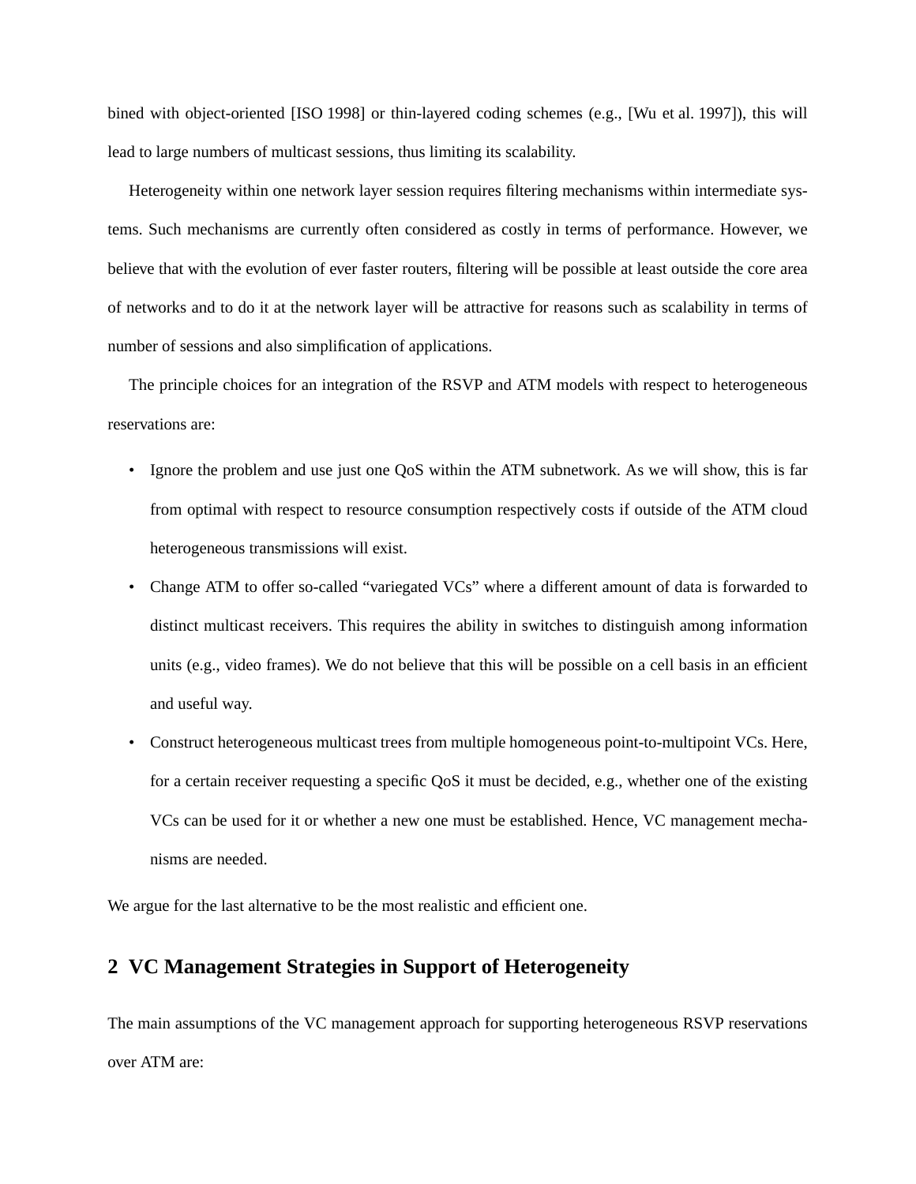bined with object-oriented [ISO 1998] or thin-layered coding schemes (e.g., [Wu et al. 1997]), this will lead to large numbers of multicast sessions, thus limiting its scalability.

Heterogeneity within one network layer session requires filtering mechanisms within intermediate systems. Such mechanisms are currently often considered as costly in terms of performance. However, we believe that with the evolution of ever faster routers, filtering will be possible at least outside the core area of networks and to do it at the network layer will be attractive for reasons such as scalability in terms of number of sessions and also simplification of applications.

The principle choices for an integration of the RSVP and ATM models with respect to heterogeneous reservations are:

- Ignore the problem and use just one QoS within the ATM subnetwork. As we will show, this is far from optimal with respect to resource consumption respectively costs if outside of the ATM cloud heterogeneous transmissions will exist.
- Change ATM to offer so-called “variegated VCs” where a different amount of data is forwarded to distinct multicast receivers. This requires the ability in switches to distinguish among information units (e.g., video frames). We do not believe that this will be possible on a cell basis in an efficient and useful way.
- Construct heterogeneous multicast trees from multiple homogeneous point-to-multipoint VCs. Here, for a certain receiver requesting a specific QoS it must be decided, e.g., whether one of the existing VCs can be used for it or whether a new one must be established. Hence, VC management mechanisms are needed.

We argue for the last alternative to be the most realistic and efficient one.

## 2 VC Management Strategies in Support of Heterogeneity

The main assumptions of the VC management approach for supporting heterogeneous RSVP reservations over ATM are: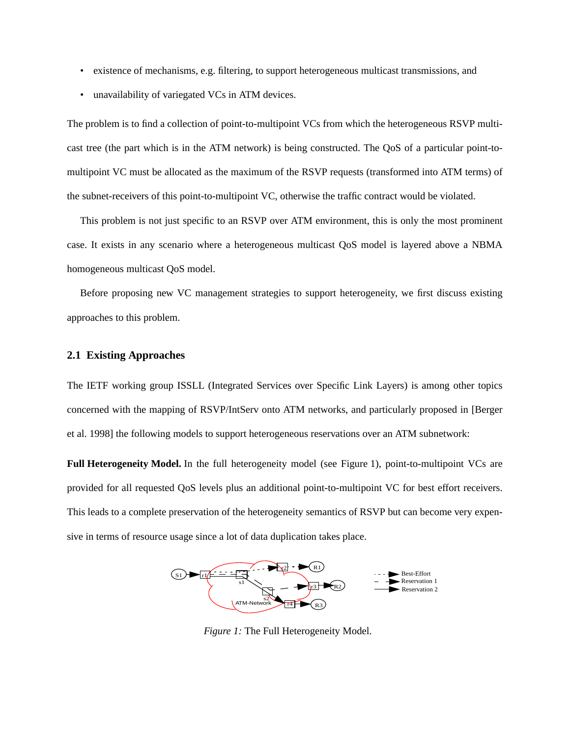- existence of mechanisms, e.g. filtering, to support heterogeneous multicast transmissions, and
- unavailability of variegated VCs in ATM devices.

The problem is to find a collection of point-to-multipoint VCs from which the heterogeneous RSVP multicast tree (the part which is in the ATM network) is being constructed. The QoS of a particular point-to-multipoint VC must be allocated as the maximum of the RSVP requests (transformed into ATM terms) of the subnet-receivers of this point-to-multipoint VC, otherwise the traffic contract would be violated.

This problem is not just specific to an RSVP over ATM environment, this is only the most prominent case. It exists in any scenario where a heterogeneous multicast QoS model is layered above a NBMA homogeneous multicast QoS model.

Before proposing new VC management strategies to support heterogeneity, we first discuss existing approaches to this problem.

## 2.1 Existing Approaches

The IETF working group ISSLL (Integrated Services over Specific Link Layers) is among other topics concerned with the mapping of RSVP/IntServ onto ATM networks, and particularly proposed in [Berger et al. 1998] the following models to support heterogeneous reservations over an ATM subnetwork:

**Full Heterogeneity Model.** In the full heterogeneity model (see Figure 1), point-to-multipoint VCs are provided for all requested QoS levels plus an additional point-to-multipoint VC for best effort receivers. This leads to a complete preservation of the heterogeneity semantics of RSVP but can become very expensive in terms of resource usage since a lot of data duplication takes place.

*Figure 1:* The Full Heterogeneity Model.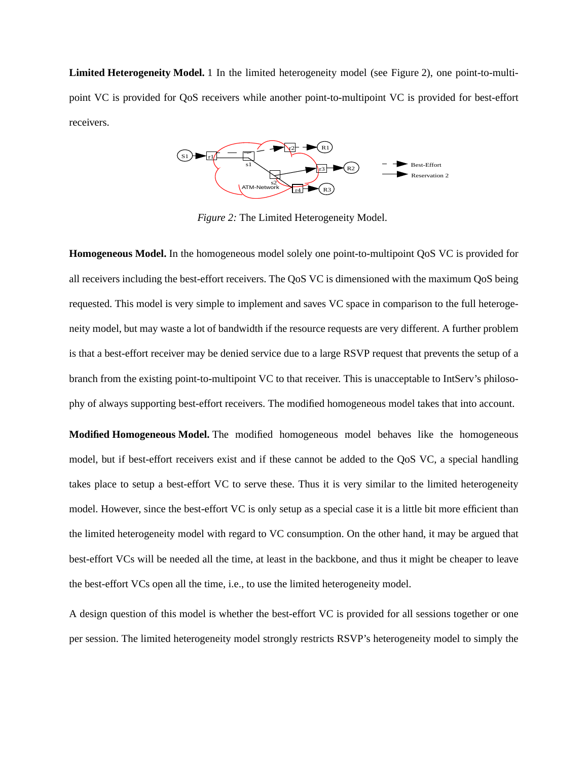**Limited Heterogeneity Model.** 1 In the limited heterogeneity model (see Figure 2), one point-to-multipoint VC is provided for QoS receivers while another point-to-multipoint VC is provided for best-effort receivers.

S1
r1
s1
r2
R1
s2
r3
R2
ATM-Network
r4
R3
Best-Effort
Reservation 2

*Figure 2:* The Limited Heterogeneity Model.

**Homogeneous Model.** In the homogeneous model solely one point-to-multipoint QoS VC is provided for all receivers including the best-effort receivers. The QoS VC is dimensioned with the maximum QoS being requested. This model is very simple to implement and saves VC space in comparison to the full heterogeneity model, but may waste a lot of bandwidth if the resource requests are very different. A further problem is that a best-effort receiver may be denied service due to a large RSVP request that prevents the setup of a branch from the existing point-to-multipoint VC to that receiver. This is unacceptable to IntServ's philosophy of always supporting best-effort receivers. The modified homogeneous model takes that into account.

**Modified Homogeneous Model.** The modified homogeneous model behaves like the homogeneous model, but if best-effort receivers exist and if these cannot be added to the QoS VC, a special handling takes place to setup a best-effort VC to serve these. Thus it is very similar to the limited heterogeneity model. However, since the best-effort VC is only setup as a special case it is a little bit more efficient than the limited heterogeneity model with regard to VC consumption. On the other hand, it may be argued that best-effort VCs will be needed all the time, at least in the backbone, and thus it might be cheaper to leave the best-effort VCs open all the time, i.e., to use the limited heterogeneity model.

A design question of this model is whether the best-effort VC is provided for all sessions together or one per session. The limited heterogeneity model strongly restricts RSVP's heterogeneity model to simply the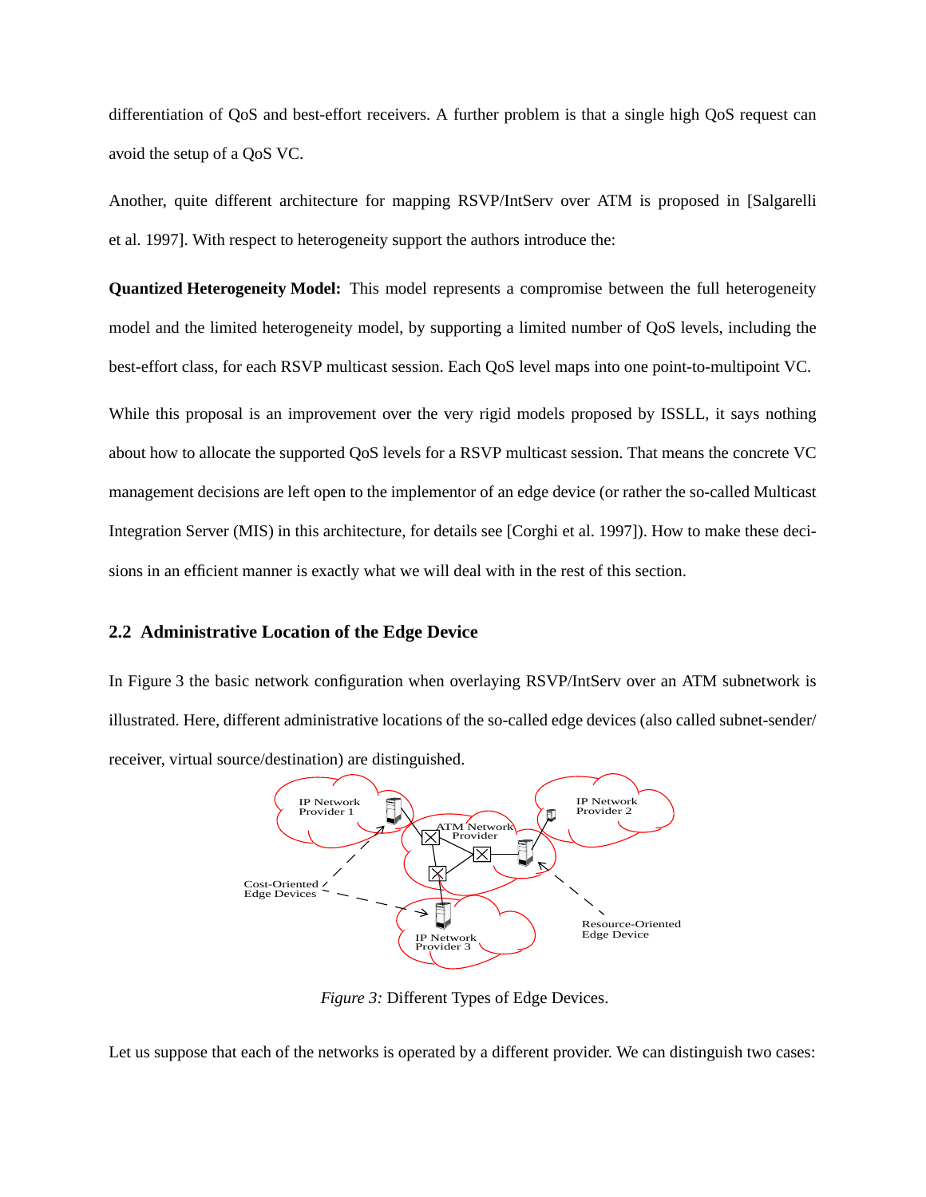differentiation of QoS and best-effort receivers. A further problem is that a single high QoS request can avoid the setup of a QoS VC.

Another, quite different architecture for mapping RSVP/IntServ over ATM is proposed in [Salgarelli et al. 1997]. With respect to heterogeneity support the authors introduce the:

**Quantized Heterogeneity Model:** This model represents a compromise between the full heterogeneity model and the limited heterogeneity model, by supporting a limited number of QoS levels, including the best-effort class, for each RSVP multicast session. Each QoS level maps into one point-to-multipoint VC.

While this proposal is an improvement over the very rigid models proposed by ISSLL, it says nothing about how to allocate the supported QoS levels for a RSVP multicast session. That means the concrete VC management decisions are left open to the implementor of an edge device (or rather the so-called Multicast Integration Server (MIS) in this architecture, for details see [Corghi et al. 1997]). How to make these decisions in an efficient manner is exactly what we will deal with in the rest of this section.

## 2.2 Administrative Location of the Edge Device

In Figure 3 the basic network configuration when overlaying RSVP/IntServ over an ATM subnetwork is illustrated. Here, different administrative locations of the so-called edge devices (also called subnet-sender/receiver, virtual source/destination) are distinguished.

*Figure 3:* Different Types of Edge Devices.

Let us suppose that each of the networks is operated by a different provider. We can distinguish two cases: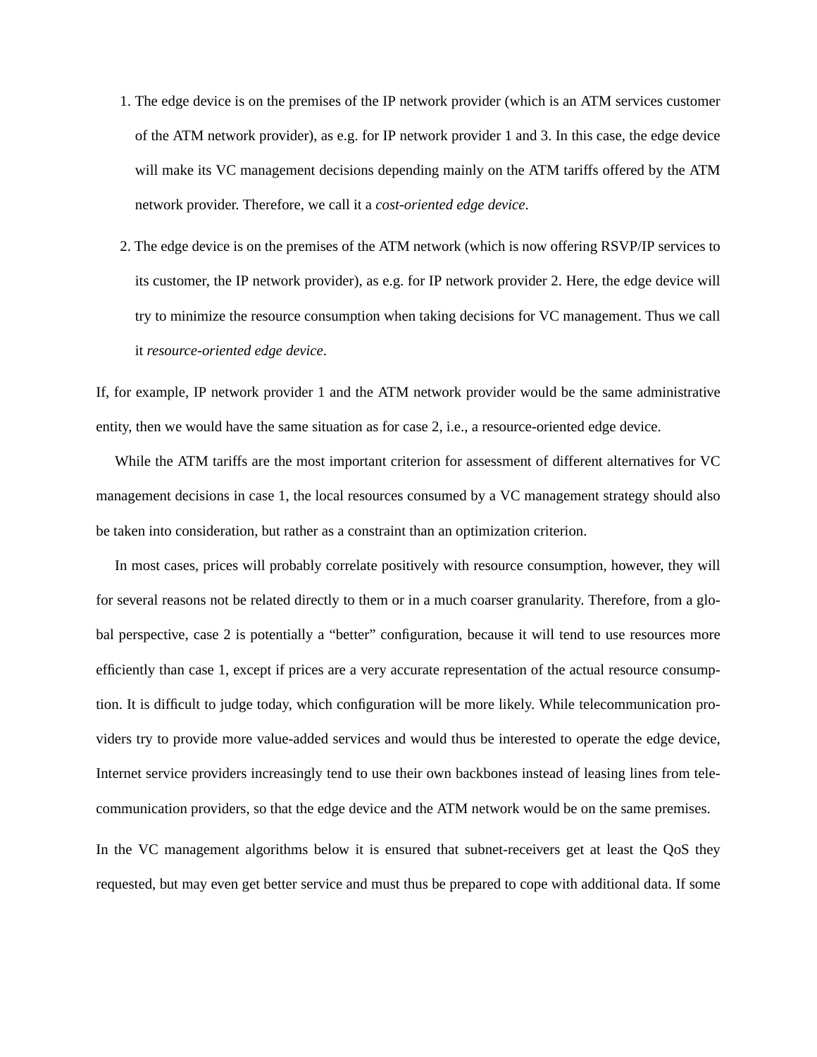1. The edge device is on the premises of the IP network provider (which is an ATM services customer of the ATM network provider), as e.g. for IP network provider 1 and 3. In this case, the edge device will make its VC management decisions depending mainly on the ATM tariffs offered by the ATM network provider. Therefore, we call it a *cost-oriented edge device*.

2. The edge device is on the premises of the ATM network (which is now offering RSVP/IP services to its customer, the IP network provider), as e.g. for IP network provider 2. Here, the edge device will try to minimize the resource consumption when taking decisions for VC management. Thus we call it *resource-oriented edge device*.

If, for example, IP network provider 1 and the ATM network provider would be the same administrative entity, then we would have the same situation as for case 2, i.e., a resource-oriented edge device.

While the ATM tariffs are the most important criterion for assessment of different alternatives for VC management decisions in case 1, the local resources consumed by a VC management strategy should also be taken into consideration, but rather as a constraint than an optimization criterion.

In most cases, prices will probably correlate positively with resource consumption, however, they will for several reasons not be related directly to them or in a much coarser granularity. Therefore, from a global perspective, case 2 is potentially a "better" configuration, because it will tend to use resources more efficiently than case 1, except if prices are a very accurate representation of the actual resource consumption. It is difficult to judge today, which configuration will be more likely. While telecommunication providers try to provide more value-added services and would thus be interested to operate the edge device, Internet service providers increasingly tend to use their own backbones instead of leasing lines from telecommunication providers, so that the edge device and the ATM network would be on the same premises.

In the VC management algorithms below it is ensured that subnet-receivers get at least the QoS they requested, but may even get better service and must thus be prepared to cope with additional data. If some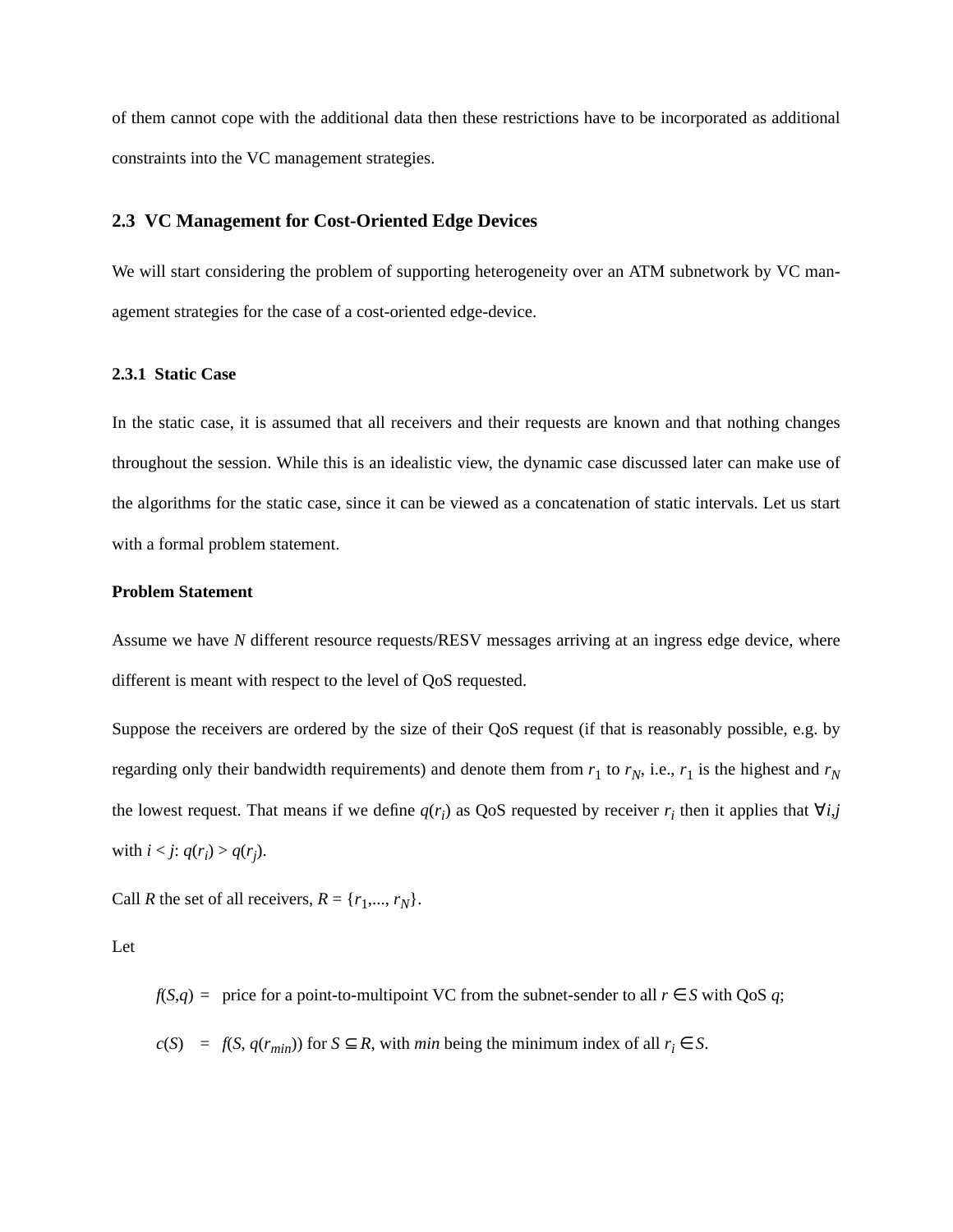of them cannot cope with the additional data then these restrictions have to be incorporated as additional constraints into the VC management strategies.

## 2.3 VC Management for Cost-Oriented Edge Devices

We will start considering the problem of supporting heterogeneity over an ATM subnetwork by VC management strategies for the case of a cost-oriented edge-device.

### 2.3.1 Static Case

In the static case, it is assumed that all receivers and their requests are known and that nothing changes throughout the session. While this is an idealistic view, the dynamic case discussed later can make use of the algorithms for the static case, since it can be viewed as a concatenation of static intervals. Let us start with a formal problem statement.

**Problem Statement**

Assume we have $N$ different resource requests/RESV messages arriving at an ingress edge device, where different is meant with respect to the level of QoS requested.

Suppose the receivers are ordered by the size of their QoS request (if that is reasonably possible, e.g. by regarding only their bandwidth requirements) and denote them from $r_1$ to $r_N$, i.e., $r_1$ is the highest and $r_N$ the lowest request. That means if we define $q(r_i)$ as QoS requested by receiver $r_i$ then it applies that $\forall i,j$ with $i < j$: $q(r_i) > q(r_j)$.

Call $R$ the set of all receivers, $R = \{r_1,..., r_N\}$.

Let

$f(S,q)$ = price for a point-to-multipoint VC from the subnet-sender to all $r \in S$ with QoS $q$;

$c(S)$ = $f(S, q(r_{min}))$ for $S \subseteq R$, with $min$ being the minimum index of all $r_i \in S$.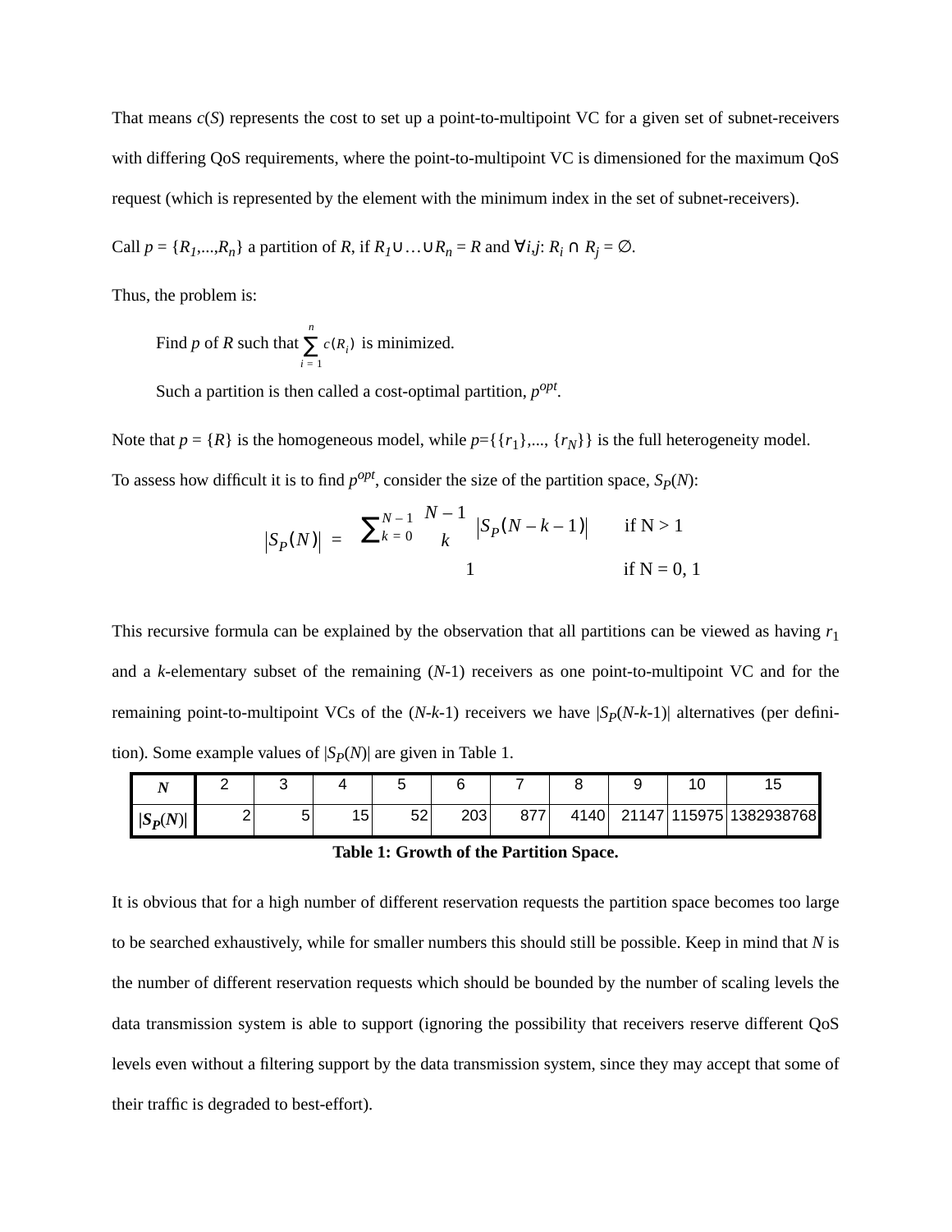That means $c(S)$ represents the cost to set up a point-to-multipoint VC for a given set of subnet-receivers with differing QoS requirements, where the point-to-multipoint VC is dimensioned for the maximum QoS request (which is represented by the element with the minimum index in the set of subnet-receivers).

Call $p = \{R_1,...,R_n\}$ a partition of $R$, if $R_1 \cup \ldots \cup R_n = R$ and $\forall i,j$: $R_i \cap R_j = \emptyset$.

Thus, the problem is:

> Find $p$ of $R$ such that $\sum_{i=1}^{n} c(R_i)$ is minimized.
>
> Such a partition is then called a cost-optimal partition, $p^{opt}$.

Note that $p = \{R\}$ is the homogeneous model, while $p=\{\{r_1\},..., \{r_N\}\}$ is the full heterogeneity model.

To assess how difficult it is to find $p^{opt}$, consider the size of the partition space, $S_P(N)$:

$$
|S_P(N)| = \begin{cases} \sum_{k=0}^{N-1} \binom{N-1}{k} |S_P(N-k-1)| & \text{if N > 1} \\ 1 & \text{if N = 0, 1} \end{cases}
$$

This recursive formula can be explained by the observation that all partitions can be viewed as having $r_1$ and a $k$-elementary subset of the remaining ($N$-1) receivers as one point-to-multipoint VC and for the remaining point-to-multipoint VCs of the ($N$-$k$-1) receivers we have $|S_P(N-k-1)|$ alternatives (per definition). Some example values of $|S_P(N)|$ are given in Table 1.

| $N$ | 2 | 3 | 4 | 5 | 6 | 7 | 8 | 9 | 10 | 15 |
|---|---|---|---|---|---|---|---|---|---|---|
| $\lvert S_P(N) \rvert$ | 2 | 5 | 15 | 52 | 203 | 877 | 4140 | 21147 | 115975 | 1382938768 |

**Table 1: Growth of the Partition Space.**

It is obvious that for a high number of different reservation requests the partition space becomes too large to be searched exhaustively, while for smaller numbers this should still be possible. Keep in mind that $N$ is the number of different reservation requests which should be bounded by the number of scaling levels the data transmission system is able to support (ignoring the possibility that receivers reserve different QoS levels even without a filtering support by the data transmission system, since they may accept that some of their traffic is degraded to best-effort).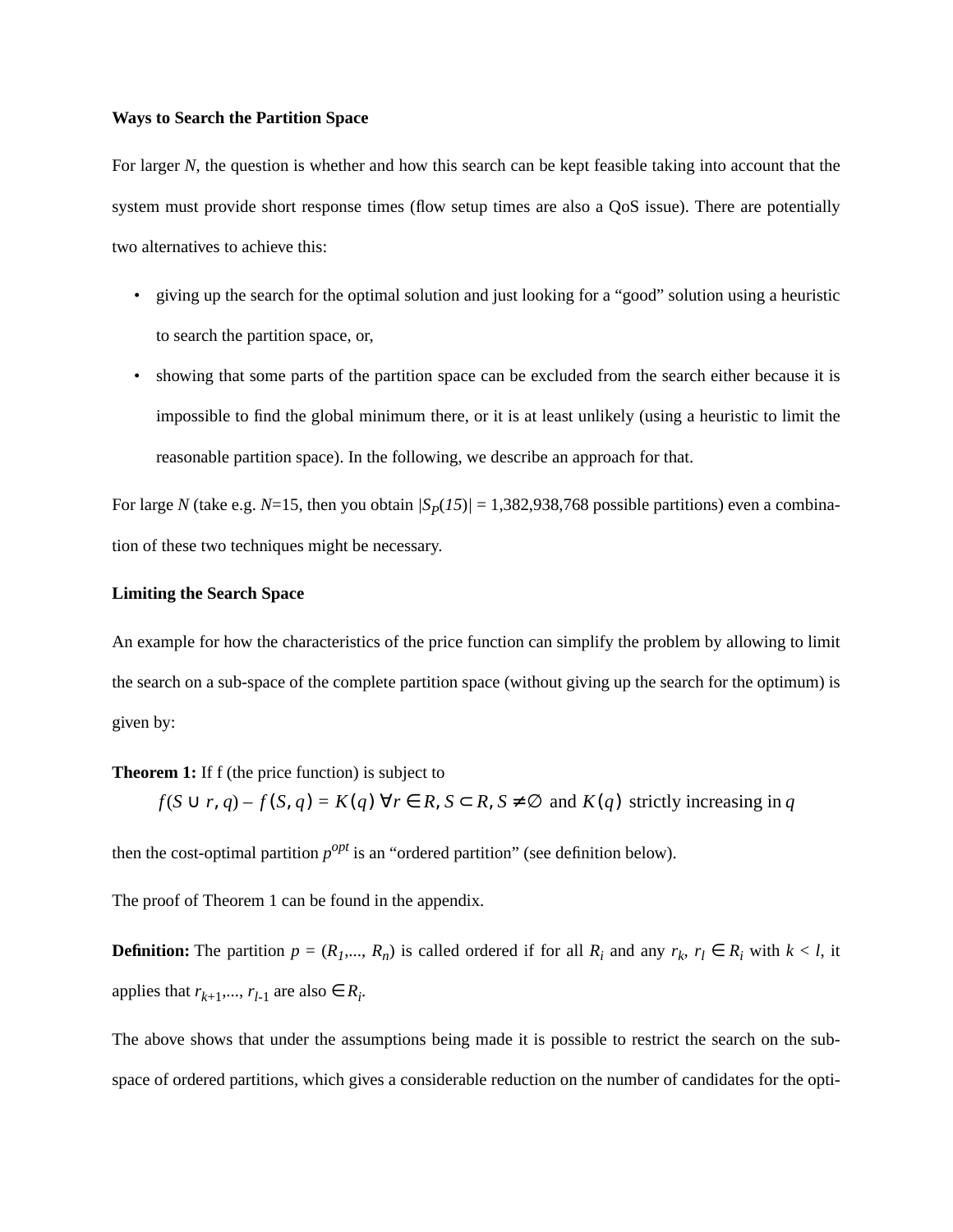**Ways to Search the Partition Space**

For larger $N$, the question is whether and how this search can be kept feasible taking into account that the system must provide short response times (flow setup times are also a QoS issue). There are potentially two alternatives to achieve this:

- giving up the search for the optimal solution and just looking for a “good” solution using a heuristic to search the partition space, or,
- showing that some parts of the partition space can be excluded from the search either because it is impossible to find the global minimum there, or it is at least unlikely (using a heuristic to limit the reasonable partition space). In the following, we describe an approach for that.

For large $N$ (take e.g. $N$=15, then you obtain $|S_P(15)|$ = 1,382,938,768 possible partitions) even a combination of these two techniques might be necessary.

**Limiting the Search Space**

An example for how the characteristics of the price function can simplify the problem by allowing to limit the search on a sub-space of the complete partition space (without giving up the search for the optimum) is given by:

**Theorem 1:** If f (the price function) is subject to

$$f(S \cup r, q) - f(S, q) = K(q) \; \forall r \in R, S \subset R, S \neq \emptyset \text{ and } K(q) \text{ strictly increasing in } q$$

then the cost-optimal partition $p^{opt}$ is an “ordered partition” (see definition below).

The proof of Theorem 1 can be found in the appendix.

**Definition:** The partition $p = (R_1,..., R_n)$ is called ordered if for all $R_i$ and any $r_k$, $r_l \in R_i$ with $k < l$, it applies that $r_{k+1},..., r_{l-1}$ are also $\in R_i$.

The above shows that under the assumptions being made it is possible to restrict the search on the sub-space of ordered partitions, which gives a considerable reduction on the number of candidates for the opti-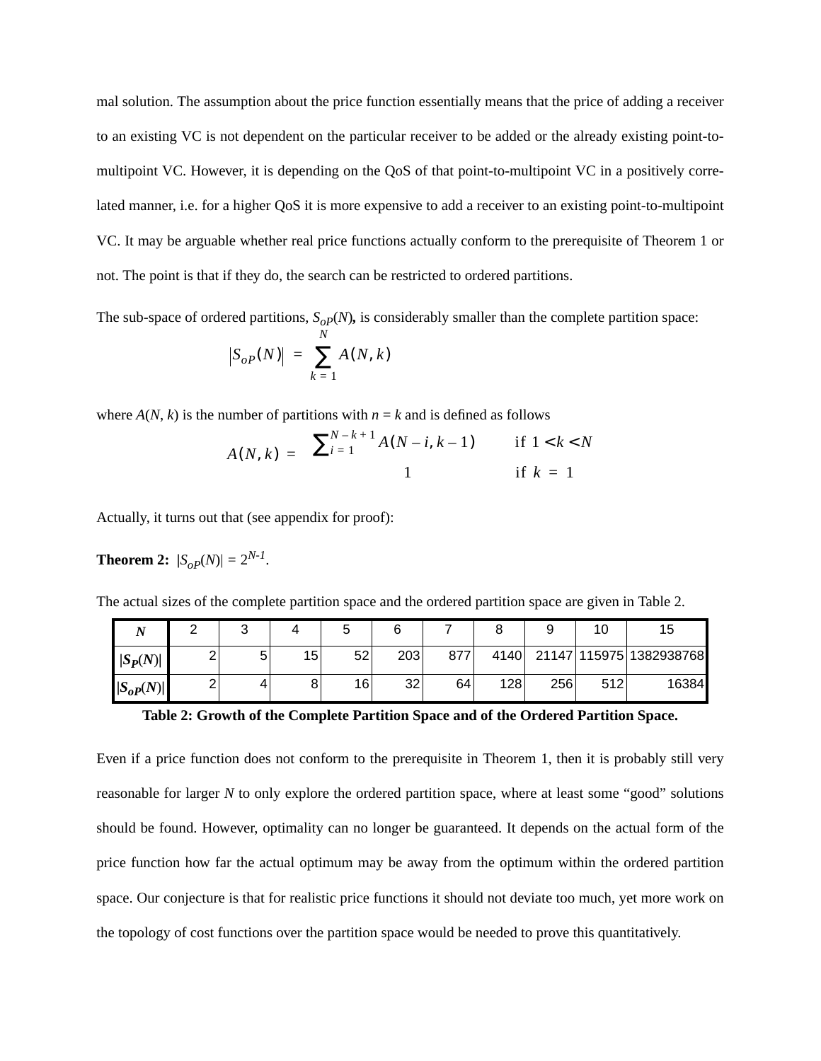mal solution. The assumption about the price function essentially means that the price of adding a receiver to an existing VC is not dependent on the particular receiver to be added or the already existing point-to-multipoint VC. However, it is depending on the QoS of that point-to-multipoint VC in a positively correlated manner, i.e. for a higher QoS it is more expensive to add a receiver to an existing point-to-multipoint VC. It may be arguable whether real price functions actually conform to the prerequisite of Theorem 1 or not. The point is that if they do, the search can be restricted to ordered partitions.

The sub-space of ordered partitions, $S_{oP}(N)$**,** is considerably smaller than the complete partition space:

$$|S_{oP}(N)| = \sum_{k=1}^{N} A(N,k)$$

where $A(N, k)$ is the number of partitions with $n = k$ and is defined as follows

$$A(N,k) = \begin{cases} \sum_{i=1}^{N-k+1} A(N-i, k-1) & \text{if } 1 < k < N \\ 1 & \text{if } k = 1 \end{cases}$$

Actually, it turns out that (see appendix for proof):

**Theorem 2:** $|S_{oP}(N)| = 2^{N-1}$.

The actual sizes of the complete partition space and the ordered partition space are given in Table 2.

| $N$ | 2 | 3 | 4 | 5 | 6 | 7 | 8 | 9 | 10 | 15 |
|---|---|---|---|---|---|---|---|---|---|---|
| $\lvert S_P(N)\rvert$ | 2 | 5 | 15 | 52 | 203 | 877 | 4140 | 21147 | 115975 | 1382938768 |
| $\lvert S_{oP}(N)\rvert$ | 2 | 4 | 8 | 16 | 32 | 64 | 128 | 256 | 512 | 16384 |

**Table 2: Growth of the Complete Partition Space and of the Ordered Partition Space.**

Even if a price function does not conform to the prerequisite in Theorem 1, then it is probably still very reasonable for larger $N$ to only explore the ordered partition space, where at least some “good” solutions should be found. However, optimality can no longer be guaranteed. It depends on the actual form of the price function how far the actual optimum may be away from the optimum within the ordered partition space. Our conjecture is that for realistic price functions it should not deviate too much, yet more work on the topology of cost functions over the partition space would be needed to prove this quantitatively.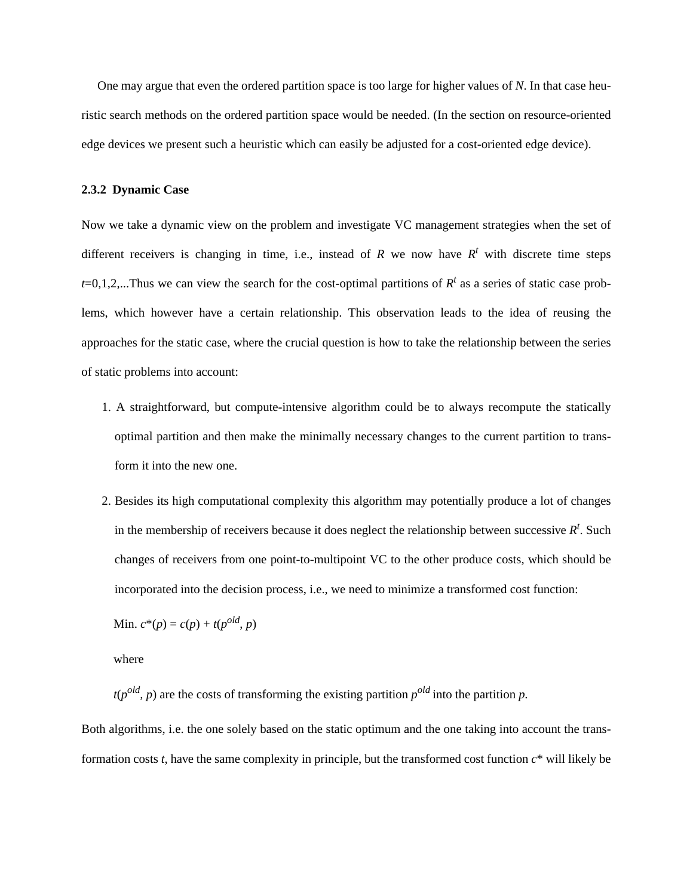One may argue that even the ordered partition space is too large for higher values of $N$. In that case heuristic search methods on the ordered partition space would be needed. (In the section on resource-oriented edge devices we present such a heuristic which can easily be adjusted for a cost-oriented edge device).

### 2.3.2 Dynamic Case

Now we take a dynamic view on the problem and investigate VC management strategies when the set of different receivers is changing in time, i.e., instead of $R$ we now have $R^t$ with discrete time steps $t$=0,1,2,...Thus we can view the search for the cost-optimal partitions of $R^t$ as a series of static case problems, which however have a certain relationship. This observation leads to the idea of reusing the approaches for the static case, where the crucial question is how to take the relationship between the series of static problems into account:

1. A straightforward, but compute-intensive algorithm could be to always recompute the statically optimal partition and then make the minimally necessary changes to the current partition to transform it into the new one.
2. Besides its high computational complexity this algorithm may potentially produce a lot of changes in the membership of receivers because it does neglect the relationship between successive $R^t$. Such changes of receivers from one point-to-multipoint VC to the other produce costs, which should be incorporated into the decision process, i.e., we need to minimize a transformed cost function:

   Min. $c^*(p) = c(p) + t(p^{old}, p)$

   where

   $t(p^{old}, p)$ are the costs of transforming the existing partition $p^{old}$ into the partition $p$.

Both algorithms, i.e. the one solely based on the static optimum and the one taking into account the transformation costs $t$, have the same complexity in principle, but the transformed cost function $c^*$ will likely be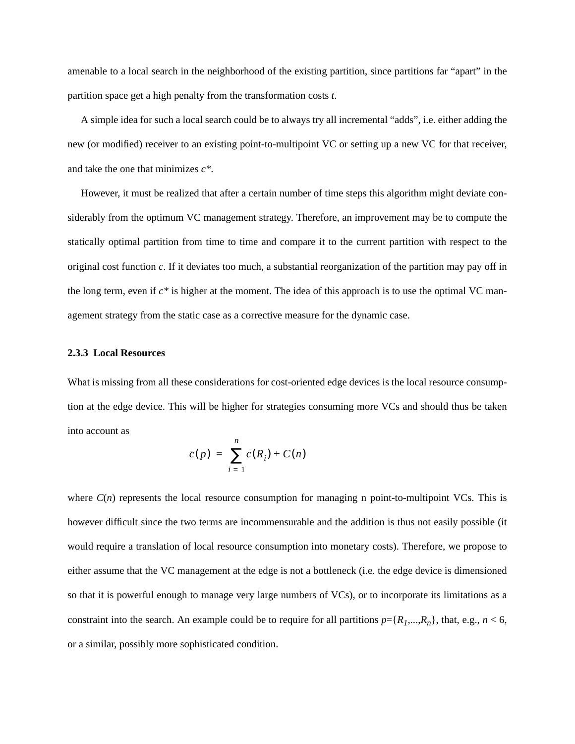amenable to a local search in the neighborhood of the existing partition, since partitions far “apart” in the partition space get a high penalty from the transformation costs $t$.

A simple idea for such a local search could be to always try all incremental “adds”, i.e. either adding the new (or modified) receiver to an existing point-to-multipoint VC or setting up a new VC for that receiver, and take the one that minimizes $c^*$.

However, it must be realized that after a certain number of time steps this algorithm might deviate considerably from the optimum VC management strategy. Therefore, an improvement may be to compute the statically optimal partition from time to time and compare it to the current partition with respect to the original cost function $c$. If it deviates too much, a substantial reorganization of the partition may pay off in the long term, even if $c^*$ is higher at the moment. The idea of this approach is to use the optimal VC management strategy from the static case as a corrective measure for the dynamic case.

### 2.3.3 Local Resources

What is missing from all these considerations for cost-oriented edge devices is the local resource consumption at the edge device. This will be higher for strategies consuming more VCs and should thus be taken into account as

$$\bar{c}(p) = \sum_{i=1}^{n} c(R_i) + C(n)$$

where $C(n)$ represents the local resource consumption for managing n point-to-multipoint VCs. This is however difficult since the two terms are incommensurable and the addition is thus not easily possible (it would require a translation of local resource consumption into monetary costs). Therefore, we propose to either assume that the VC management at the edge is not a bottleneck (i.e. the edge device is dimensioned so that it is powerful enough to manage very large numbers of VCs), or to incorporate its limitations as a constraint into the search. An example could be to require for all partitions $p=\{R_1,...,R_n\}$, that, e.g., $n < 6$, or a similar, possibly more sophisticated condition.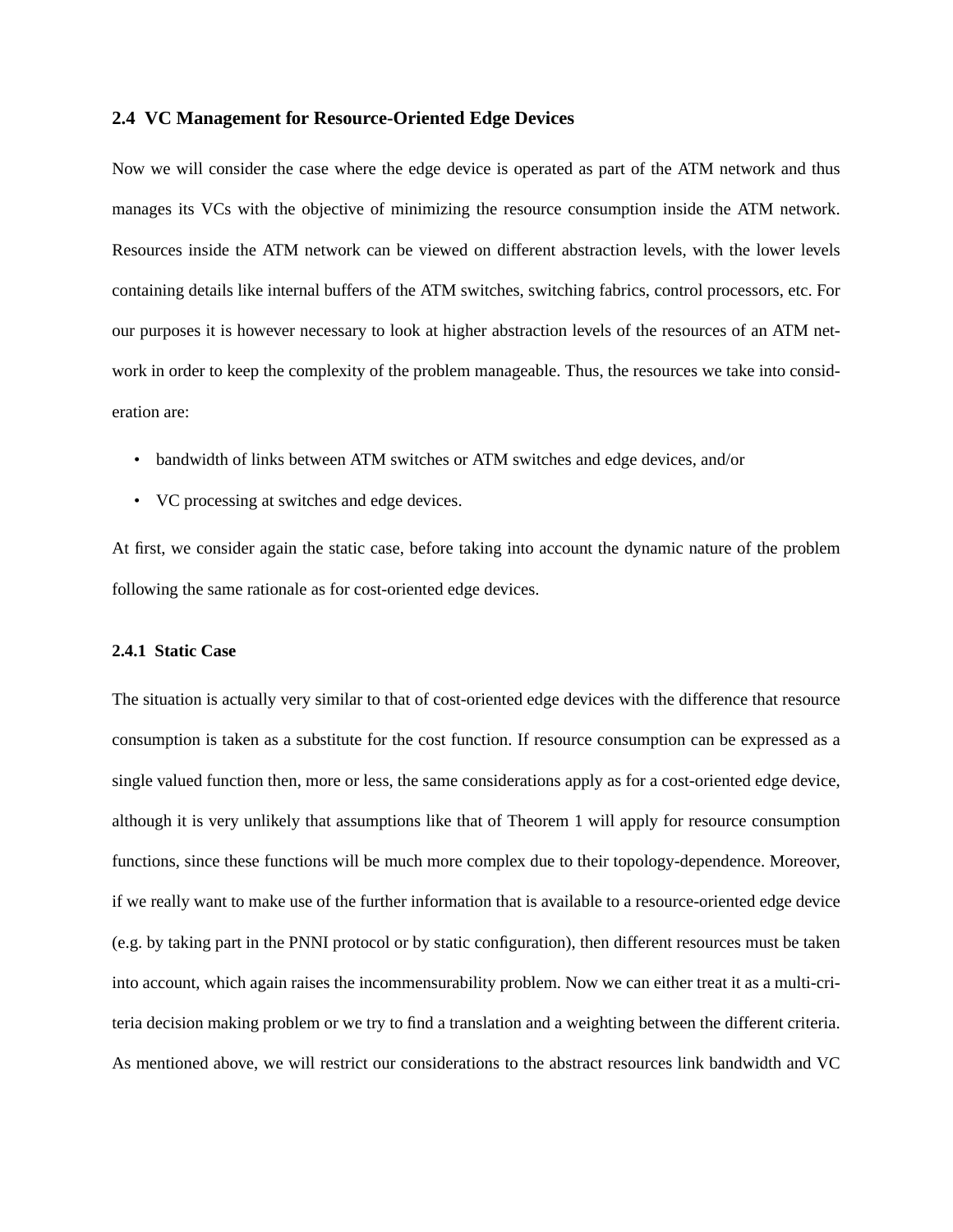## 2.4 VC Management for Resource-Oriented Edge Devices

Now we will consider the case where the edge device is operated as part of the ATM network and thus manages its VCs with the objective of minimizing the resource consumption inside the ATM network. Resources inside the ATM network can be viewed on different abstraction levels, with the lower levels containing details like internal buffers of the ATM switches, switching fabrics, control processors, etc. For our purposes it is however necessary to look at higher abstraction levels of the resources of an ATM network in order to keep the complexity of the problem manageable. Thus, the resources we take into consideration are:

- bandwidth of links between ATM switches or ATM switches and edge devices, and/or
- VC processing at switches and edge devices.

At first, we consider again the static case, before taking into account the dynamic nature of the problem following the same rationale as for cost-oriented edge devices.

### 2.4.1 Static Case

The situation is actually very similar to that of cost-oriented edge devices with the difference that resource consumption is taken as a substitute for the cost function. If resource consumption can be expressed as a single valued function then, more or less, the same considerations apply as for a cost-oriented edge device, although it is very unlikely that assumptions like that of Theorem 1 will apply for resource consumption functions, since these functions will be much more complex due to their topology-dependence. Moreover, if we really want to make use of the further information that is available to a resource-oriented edge device (e.g. by taking part in the PNNI protocol or by static configuration), then different resources must be taken into account, which again raises the incommensurability problem. Now we can either treat it as a multi-criteria decision making problem or we try to find a translation and a weighting between the different criteria. As mentioned above, we will restrict our considerations to the abstract resources link bandwidth and VC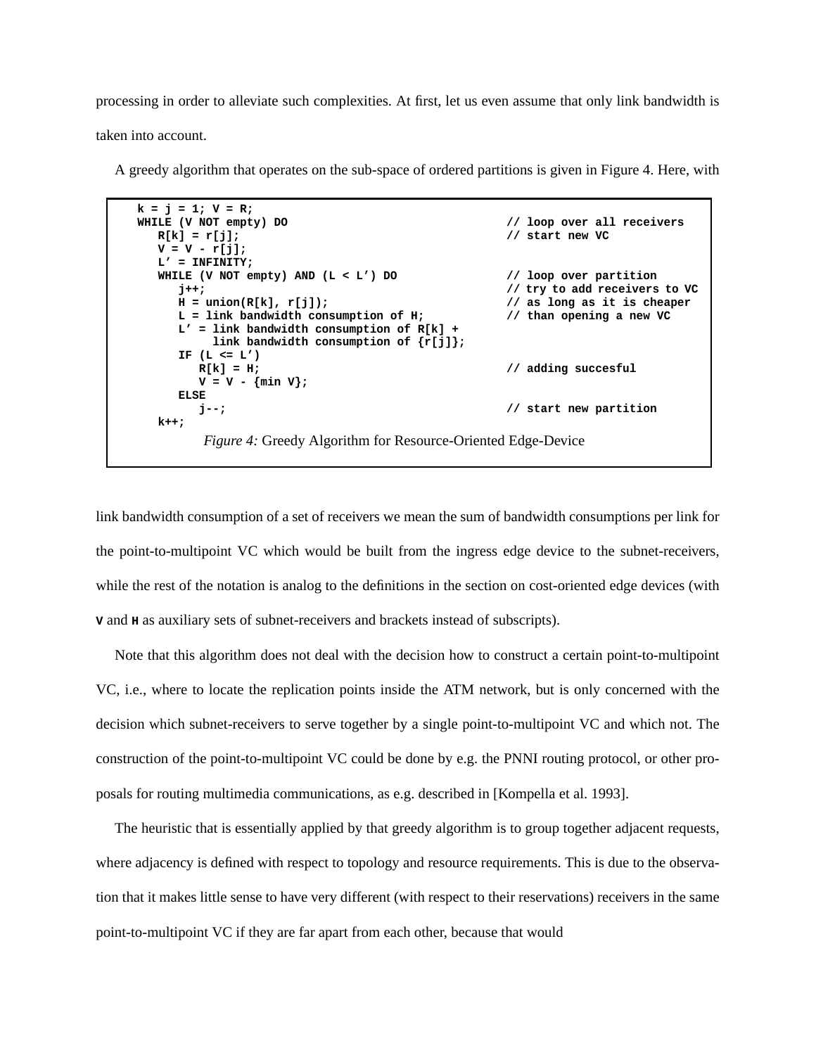processing in order to alleviate such complexities. At first, let us even assume that only link bandwidth is taken into account.

A greedy algorithm that operates on the sub-space of ordered partitions is given in Figure 4. Here, with

```
k = j = 1; V = R;
WHILE (V NOT empty) DO                              // loop over all receivers
   R[k] = r[j];                                     // start new VC
   V = V - r[j];
   L' = INFINITY;
   WHILE (V NOT empty) AND (L < L') DO              // loop over partition
      j++;                                          // try to add receivers to VC
      H = union(R[k], r[j]);                        // as long as it is cheaper
      L = link bandwidth consumption of H;          // than opening a new VC
      L' = link bandwidth consumption of R[k] +
           link bandwidth consumption of {r[j]};
      IF (L <= L')
         R[k] = H;                                  // adding succesful
         V = V - {min V};
      ELSE
         j--;                                       // start new partition
   k++;
```

*Figure 4:* Greedy Algorithm for Resource-Oriented Edge-Device

link bandwidth consumption of a set of receivers we mean the sum of bandwidth consumptions per link for the point-to-multipoint VC which would be built from the ingress edge device to the subnet-receivers, while the rest of the notation is analog to the definitions in the section on cost-oriented edge devices (with **V** and **H** as auxiliary sets of subnet-receivers and brackets instead of subscripts).

Note that this algorithm does not deal with the decision how to construct a certain point-to-multipoint VC, i.e., where to locate the replication points inside the ATM network, but is only concerned with the decision which subnet-receivers to serve together by a single point-to-multipoint VC and which not. The construction of the point-to-multipoint VC could be done by e.g. the PNNI routing protocol, or other proposals for routing multimedia communications, as e.g. described in [Kompella et al. 1993].

The heuristic that is essentially applied by that greedy algorithm is to group together adjacent requests, where adjacency is defined with respect to topology and resource requirements. This is due to the observation that it makes little sense to have very different (with respect to their reservations) receivers in the same point-to-multipoint VC if they are far apart from each other, because that would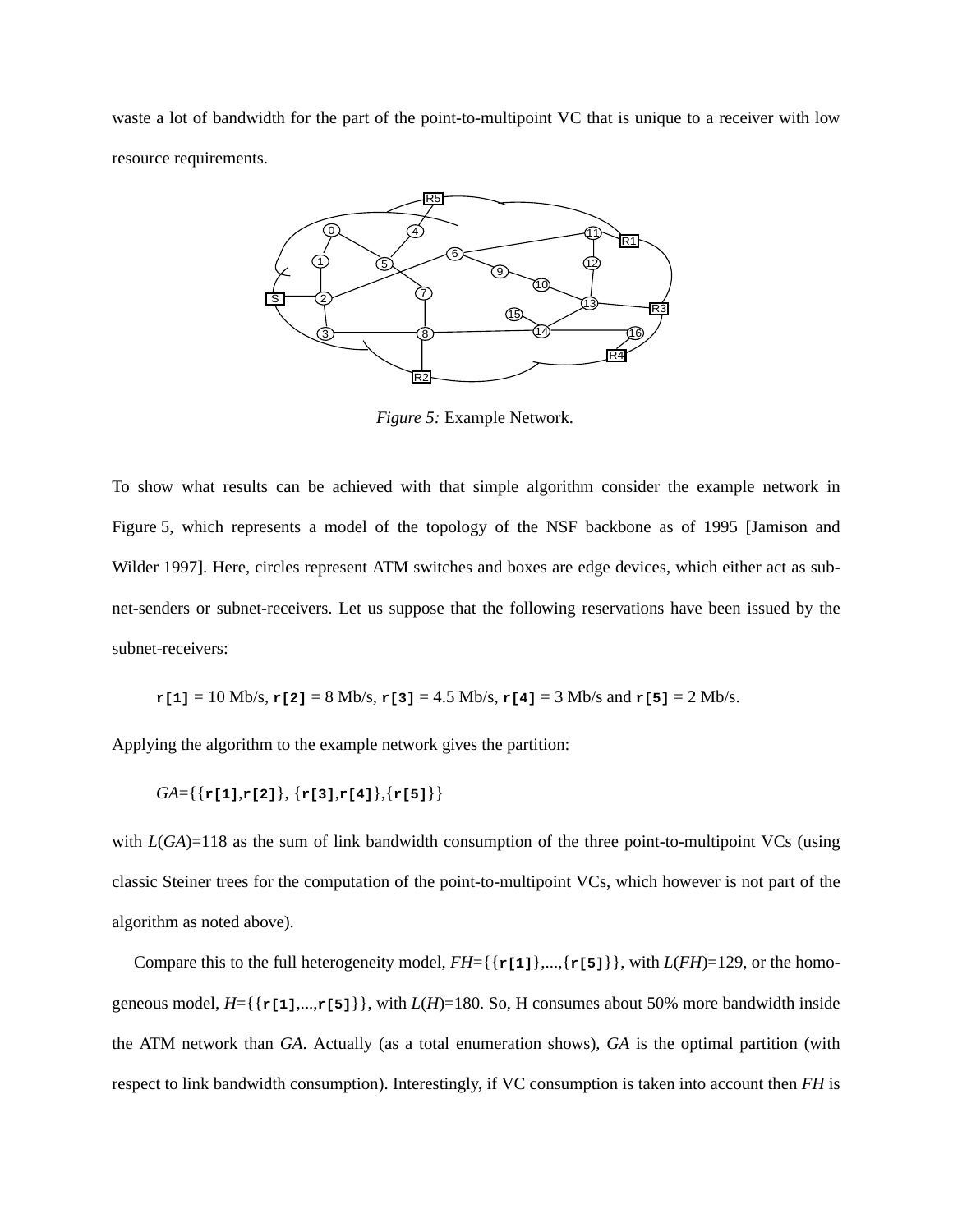waste a lot of bandwidth for the part of the point-to-multipoint VC that is unique to a receiver with low resource requirements.

*Figure 5:* Example Network.

To show what results can be achieved with that simple algorithm consider the example network in Figure 5, which represents a model of the topology of the NSF backbone as of 1995 [Jamison and Wilder 1997]. Here, circles represent ATM switches and boxes are edge devices, which either act as subnet-senders or subnet-receivers. Let us suppose that the following reservations have been issued by the subnet-receivers:

`r[1]` = 10 Mb/s, `r[2]` = 8 Mb/s, `r[3]` = 4.5 Mb/s, `r[4]` = 3 Mb/s and `r[5]` = 2 Mb/s.

Applying the algorithm to the example network gives the partition:

*GA*={{`r[1]`,`r[2]`}, {`r[3]`,`r[4]`},{`r[5]`}}

with *L*(*GA*)=118 as the sum of link bandwidth consumption of the three point-to-multipoint VCs (using classic Steiner trees for the computation of the point-to-multipoint VCs, which however is not part of the algorithm as noted above).

Compare this to the full heterogeneity model, *FH*={{`r[1]`},...,{`r[5]`}}, with *L*(*FH*)=129, or the homogeneous model, *H*={{`r[1]`,...,`r[5]`}}, with *L*(*H*)=180. So, H consumes about 50% more bandwidth inside the ATM network than *GA*. Actually (as a total enumeration shows), *GA* is the optimal partition (with respect to link bandwidth consumption). Interestingly, if VC consumption is taken into account then *FH* is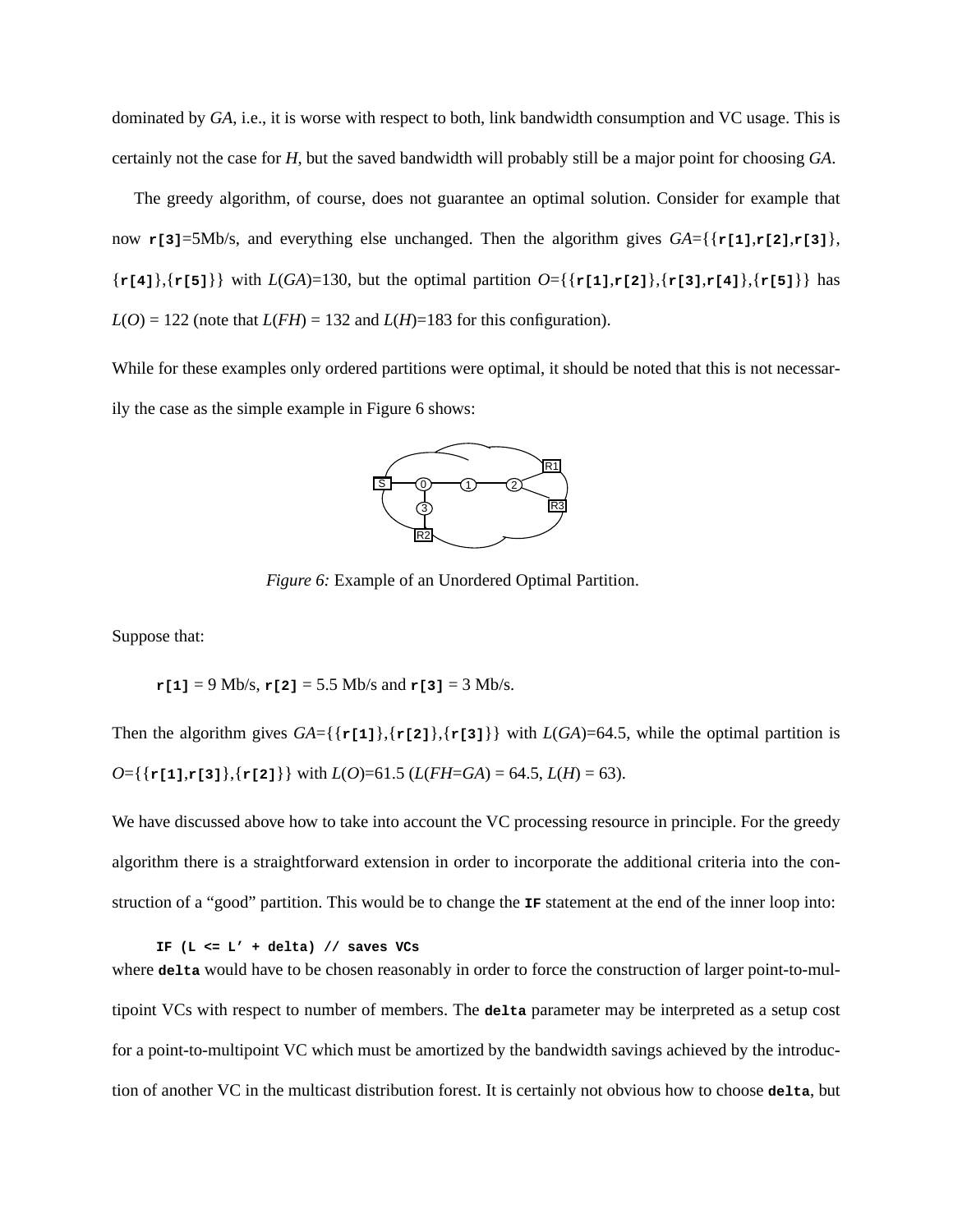dominated by *GA*, i.e., it is worse with respect to both, link bandwidth consumption and VC usage. This is certainly not the case for *H*, but the saved bandwidth will probably still be a major point for choosing *GA*.

The greedy algorithm, of course, does not guarantee an optimal solution. Consider for example that now **`r[3]`**=5Mb/s, and everything else unchanged. Then the algorithm gives *GA*={{**`r[1]`**,**`r[2]`**,**`r[3]`**}, {**`r[4]`**},{**`r[5]`**}} with *L*(*GA*)=130, but the optimal partition *O*={{**`r[1]`**,**`r[2]`**},{**`r[3]`**,**`r[4]`**},{**`r[5]`**}} has *L*(*O*) = 122 (note that *L*(*FH*) = 132 and *L*(*H*)=183 for this configuration).

While for these examples only ordered partitions were optimal, it should be noted that this is not necessarily the case as the simple example in Figure 6 shows:

*Figure 6:* Example of an Unordered Optimal Partition.

Suppose that:

**`r[1]`** = 9 Mb/s, **`r[2]`** = 5.5 Mb/s and **`r[3]`** = 3 Mb/s.

Then the algorithm gives *GA*={{**`r[1]`**},{**`r[2]`**},{**`r[3]`**}} with *L*(*GA*)=64.5, while the optimal partition is *O*={{**`r[1]`**,**`r[3]`**},{**`r[2]`**}} with *L*(*O*)=61.5 (*L*(*FH*=*GA*) = 64.5, *L*(*H*) = 63).

We have discussed above how to take into account the VC processing resource in principle. For the greedy algorithm there is a straightforward extension in order to incorporate the additional criteria into the construction of a "good" partition. This would be to change the **`IF`** statement at the end of the inner loop into:

```
IF (L <= L' + delta) // saves VCs
```

where **`delta`** would have to be chosen reasonably in order to force the construction of larger point-to-multipoint VCs with respect to number of members. The **`delta`** parameter may be interpreted as a setup cost for a point-to-multipoint VC which must be amortized by the bandwidth savings achieved by the introduction of another VC in the multicast distribution forest. It is certainly not obvious how to choose **`delta`**, but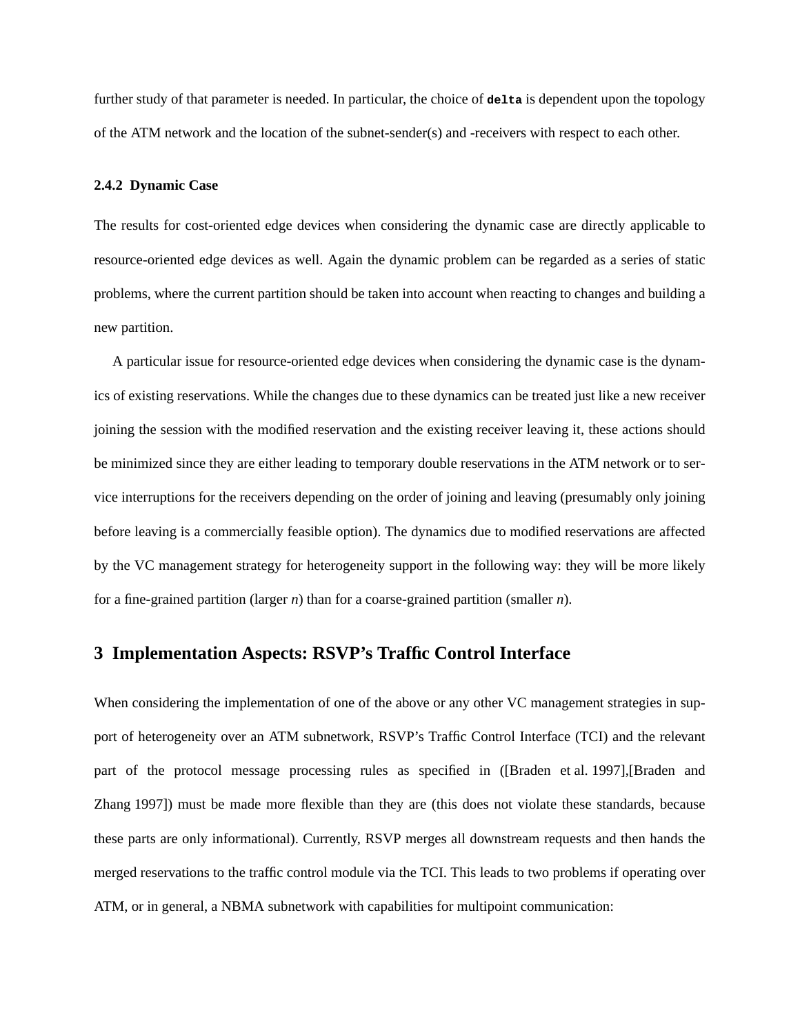further study of that parameter is needed. In particular, the choice of **`delta`** is dependent upon the topology of the ATM network and the location of the subnet-sender(s) and -receivers with respect to each other.

#### 2.4.2 Dynamic Case

The results for cost-oriented edge devices when considering the dynamic case are directly applicable to resource-oriented edge devices as well. Again the dynamic problem can be regarded as a series of static problems, where the current partition should be taken into account when reacting to changes and building a new partition.

A particular issue for resource-oriented edge devices when considering the dynamic case is the dynamics of existing reservations. While the changes due to these dynamics can be treated just like a new receiver joining the session with the modified reservation and the existing receiver leaving it, these actions should be minimized since they are either leading to temporary double reservations in the ATM network or to service interruptions for the receivers depending on the order of joining and leaving (presumably only joining before leaving is a commercially feasible option). The dynamics due to modified reservations are affected by the VC management strategy for heterogeneity support in the following way: they will be more likely for a fine-grained partition (larger $n$) than for a coarse-grained partition (smaller $n$).

## 3 Implementation Aspects: RSVP's Traffic Control Interface

When considering the implementation of one of the above or any other VC management strategies in support of heterogeneity over an ATM subnetwork, RSVP's Traffic Control Interface (TCI) and the relevant part of the protocol message processing rules as specified in ([Braden et al. 1997],[Braden and Zhang 1997]) must be made more flexible than they are (this does not violate these standards, because these parts are only informational). Currently, RSVP merges all downstream requests and then hands the merged reservations to the traffic control module via the TCI. This leads to two problems if operating over ATM, or in general, a NBMA subnetwork with capabilities for multipoint communication: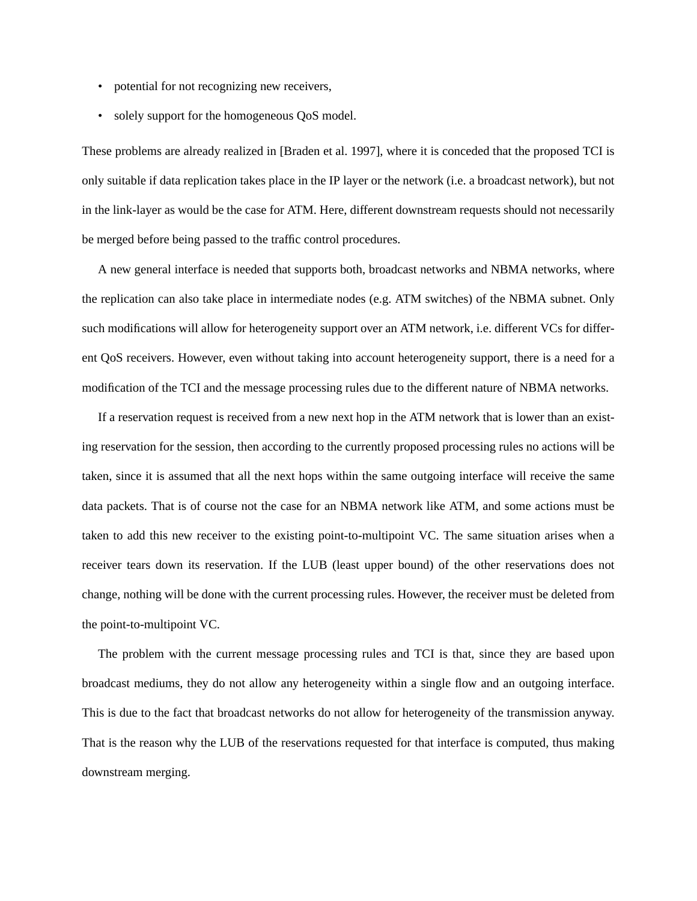- potential for not recognizing new receivers,
- solely support for the homogeneous QoS model.

These problems are already realized in [Braden et al. 1997], where it is conceded that the proposed TCI is only suitable if data replication takes place in the IP layer or the network (i.e. a broadcast network), but not in the link-layer as would be the case for ATM. Here, different downstream requests should not necessarily be merged before being passed to the traffic control procedures.

A new general interface is needed that supports both, broadcast networks and NBMA networks, where the replication can also take place in intermediate nodes (e.g. ATM switches) of the NBMA subnet. Only such modifications will allow for heterogeneity support over an ATM network, i.e. different VCs for different QoS receivers. However, even without taking into account heterogeneity support, there is a need for a modification of the TCI and the message processing rules due to the different nature of NBMA networks.

If a reservation request is received from a new next hop in the ATM network that is lower than an existing reservation for the session, then according to the currently proposed processing rules no actions will be taken, since it is assumed that all the next hops within the same outgoing interface will receive the same data packets. That is of course not the case for an NBMA network like ATM, and some actions must be taken to add this new receiver to the existing point-to-multipoint VC. The same situation arises when a receiver tears down its reservation. If the LUB (least upper bound) of the other reservations does not change, nothing will be done with the current processing rules. However, the receiver must be deleted from the point-to-multipoint VC.

The problem with the current message processing rules and TCI is that, since they are based upon broadcast mediums, they do not allow any heterogeneity within a single flow and an outgoing interface. This is due to the fact that broadcast networks do not allow for heterogeneity of the transmission anyway. That is the reason why the LUB of the reservations requested for that interface is computed, thus making downstream merging.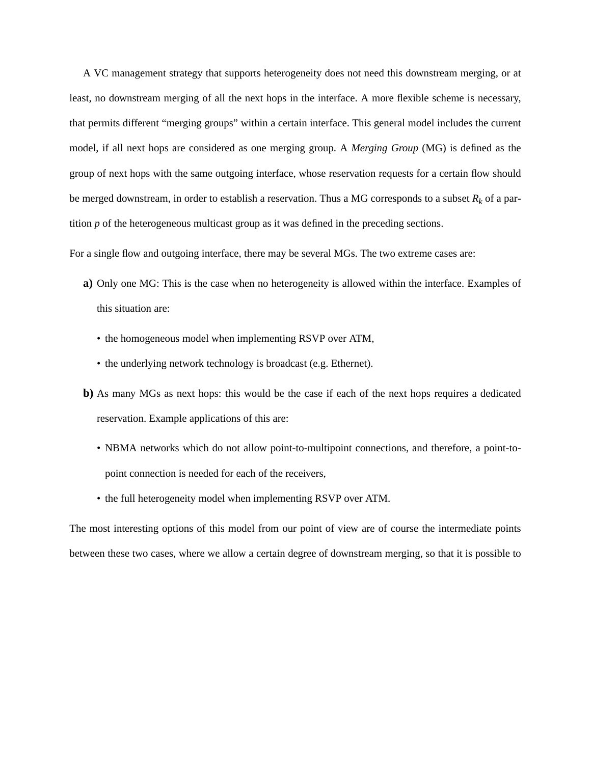A VC management strategy that supports heterogeneity does not need this downstream merging, or at least, no downstream merging of all the next hops in the interface. A more flexible scheme is necessary, that permits different “merging groups” within a certain interface. This general model includes the current model, if all next hops are considered as one merging group. A *Merging Group* (MG) is defined as the group of next hops with the same outgoing interface, whose reservation requests for a certain flow should be merged downstream, in order to establish a reservation. Thus a MG corresponds to a subset $R_k$ of a partition $p$ of the heterogeneous multicast group as it was defined in the preceding sections.

For a single flow and outgoing interface, there may be several MGs. The two extreme cases are:

**a)** Only one MG: This is the case when no heterogeneity is allowed within the interface. Examples of this situation are:

- the homogeneous model when implementing RSVP over ATM,
- the underlying network technology is broadcast (e.g. Ethernet).

**b)** As many MGs as next hops: this would be the case if each of the next hops requires a dedicated reservation. Example applications of this are:

- NBMA networks which do not allow point-to-multipoint connections, and therefore, a point-to-point connection is needed for each of the receivers,
- the full heterogeneity model when implementing RSVP over ATM.

The most interesting options of this model from our point of view are of course the intermediate points between these two cases, where we allow a certain degree of downstream merging, so that it is possible to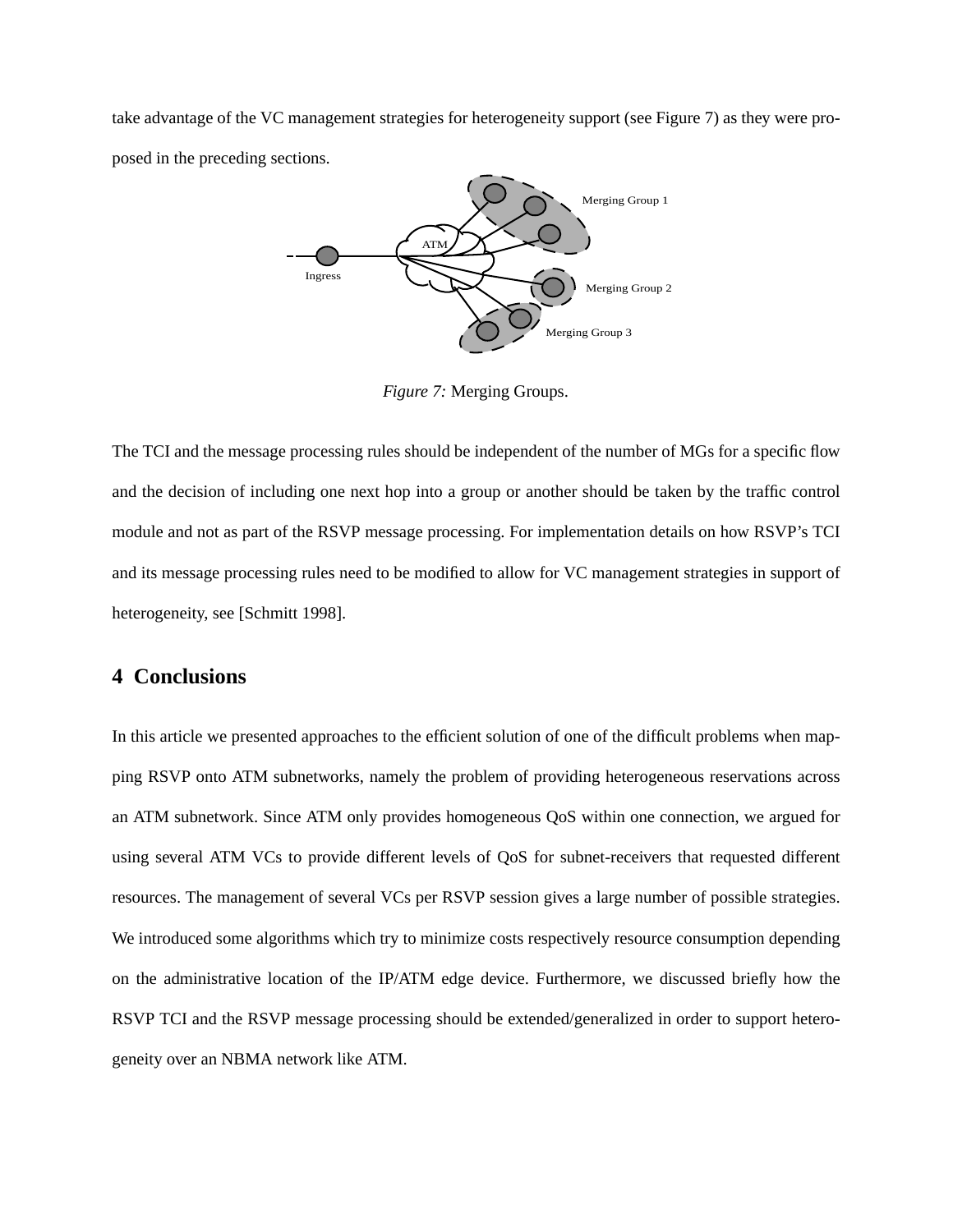take advantage of the VC management strategies for heterogeneity support (see Figure 7) as they were proposed in the preceding sections.

*Figure 7:* Merging Groups.

The TCI and the message processing rules should be independent of the number of MGs for a specific flow and the decision of including one next hop into a group or another should be taken by the traffic control module and not as part of the RSVP message processing. For implementation details on how RSVP's TCI and its message processing rules need to be modified to allow for VC management strategies in support of heterogeneity, see [Schmitt 1998].

## 4 Conclusions

In this article we presented approaches to the efficient solution of one of the difficult problems when mapping RSVP onto ATM subnetworks, namely the problem of providing heterogeneous reservations across an ATM subnetwork. Since ATM only provides homogeneous QoS within one connection, we argued for using several ATM VCs to provide different levels of QoS for subnet-receivers that requested different resources. The management of several VCs per RSVP session gives a large number of possible strategies. We introduced some algorithms which try to minimize costs respectively resource consumption depending on the administrative location of the IP/ATM edge device. Furthermore, we discussed briefly how the RSVP TCI and the RSVP message processing should be extended/generalized in order to support heterogeneity over an NBMA network like ATM.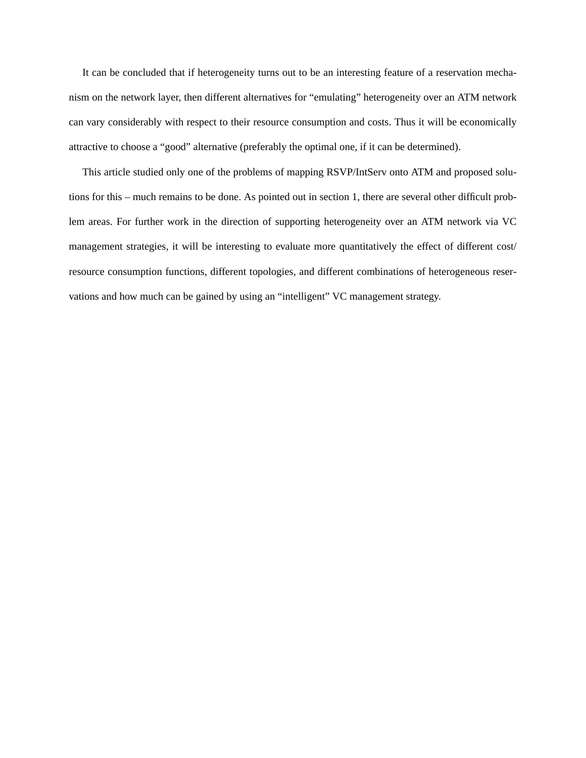It can be concluded that if heterogeneity turns out to be an interesting feature of a reservation mechanism on the network layer, then different alternatives for "emulating" heterogeneity over an ATM network can vary considerably with respect to their resource consumption and costs. Thus it will be economically attractive to choose a "good" alternative (preferably the optimal one, if it can be determined).

This article studied only one of the problems of mapping RSVP/IntServ onto ATM and proposed solutions for this – much remains to be done. As pointed out in section 1, there are several other difficult problem areas. For further work in the direction of supporting heterogeneity over an ATM network via VC management strategies, it will be interesting to evaluate more quantitatively the effect of different cost/resource consumption functions, different topologies, and different combinations of heterogeneous reservations and how much can be gained by using an "intelligent" VC management strategy.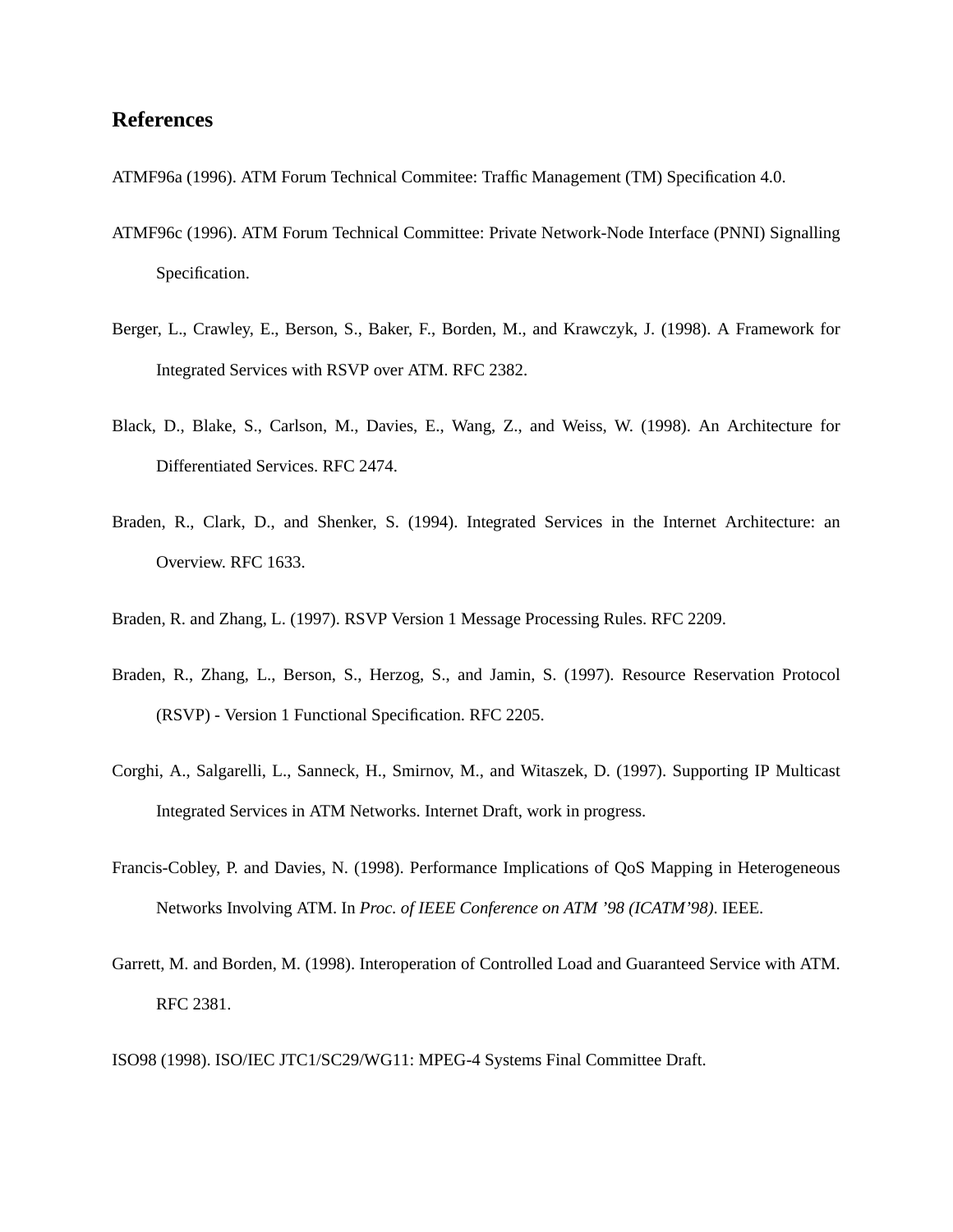## References

ATMF96a (1996). ATM Forum Technical Commitee: Traffic Management (TM) Specification 4.0.

ATMF96c (1996). ATM Forum Technical Committee: Private Network-Node Interface (PNNI) Signalling Specification.

Berger, L., Crawley, E., Berson, S., Baker, F., Borden, M., and Krawczyk, J. (1998). A Framework for Integrated Services with RSVP over ATM. RFC 2382.

Black, D., Blake, S., Carlson, M., Davies, E., Wang, Z., and Weiss, W. (1998). An Architecture for Differentiated Services. RFC 2474.

Braden, R., Clark, D., and Shenker, S. (1994). Integrated Services in the Internet Architecture: an Overview. RFC 1633.

Braden, R. and Zhang, L. (1997). RSVP Version 1 Message Processing Rules. RFC 2209.

Braden, R., Zhang, L., Berson, S., Herzog, S., and Jamin, S. (1997). Resource Reservation Protocol (RSVP) - Version 1 Functional Specification. RFC 2205.

Corghi, A., Salgarelli, L., Sanneck, H., Smirnov, M., and Witaszek, D. (1997). Supporting IP Multicast Integrated Services in ATM Networks. Internet Draft, work in progress.

Francis-Cobley, P. and Davies, N. (1998). Performance Implications of QoS Mapping in Heterogeneous Networks Involving ATM. In *Proc. of IEEE Conference on ATM '98 (ICATM'98)*. IEEE.

Garrett, M. and Borden, M. (1998). Interoperation of Controlled Load and Guaranteed Service with ATM. RFC 2381.

ISO98 (1998). ISO/IEC JTC1/SC29/WG11: MPEG-4 Systems Final Committee Draft.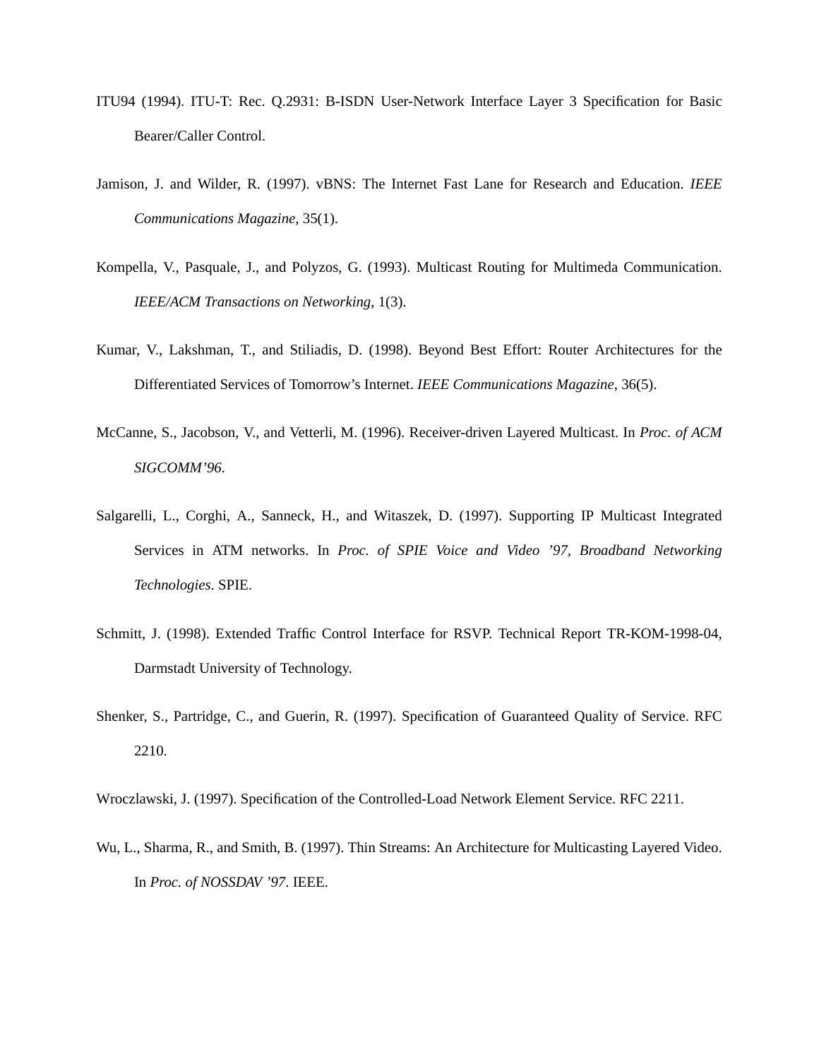ITU94 (1994). ITU-T: Rec. Q.2931: B-ISDN User-Network Interface Layer 3 Specification for Basic Bearer/Caller Control.

Jamison, J. and Wilder, R. (1997). vBNS: The Internet Fast Lane for Research and Education. *IEEE Communications Magazine*, 35(1).

Kompella, V., Pasquale, J., and Polyzos, G. (1993). Multicast Routing for Multimeda Communication. *IEEE/ACM Transactions on Networking*, 1(3).

Kumar, V., Lakshman, T., and Stiliadis, D. (1998). Beyond Best Effort: Router Architectures for the Differentiated Services of Tomorrow's Internet. *IEEE Communications Magazine*, 36(5).

McCanne, S., Jacobson, V., and Vetterli, M. (1996). Receiver-driven Layered Multicast. In *Proc. of ACM SIGCOMM'96*.

Salgarelli, L., Corghi, A., Sanneck, H., and Witaszek, D. (1997). Supporting IP Multicast Integrated Services in ATM networks. In *Proc. of SPIE Voice and Video '97, Broadband Networking Technologies*. SPIE.

Schmitt, J. (1998). Extended Traffic Control Interface for RSVP. Technical Report TR-KOM-1998-04, Darmstadt University of Technology.

Shenker, S., Partridge, C., and Guerin, R. (1997). Specification of Guaranteed Quality of Service. RFC 2210.

Wroczlawski, J. (1997). Specification of the Controlled-Load Network Element Service. RFC 2211.

Wu, L., Sharma, R., and Smith, B. (1997). Thin Streams: An Architecture for Multicasting Layered Video. In *Proc. of NOSSDAV '97*. IEEE.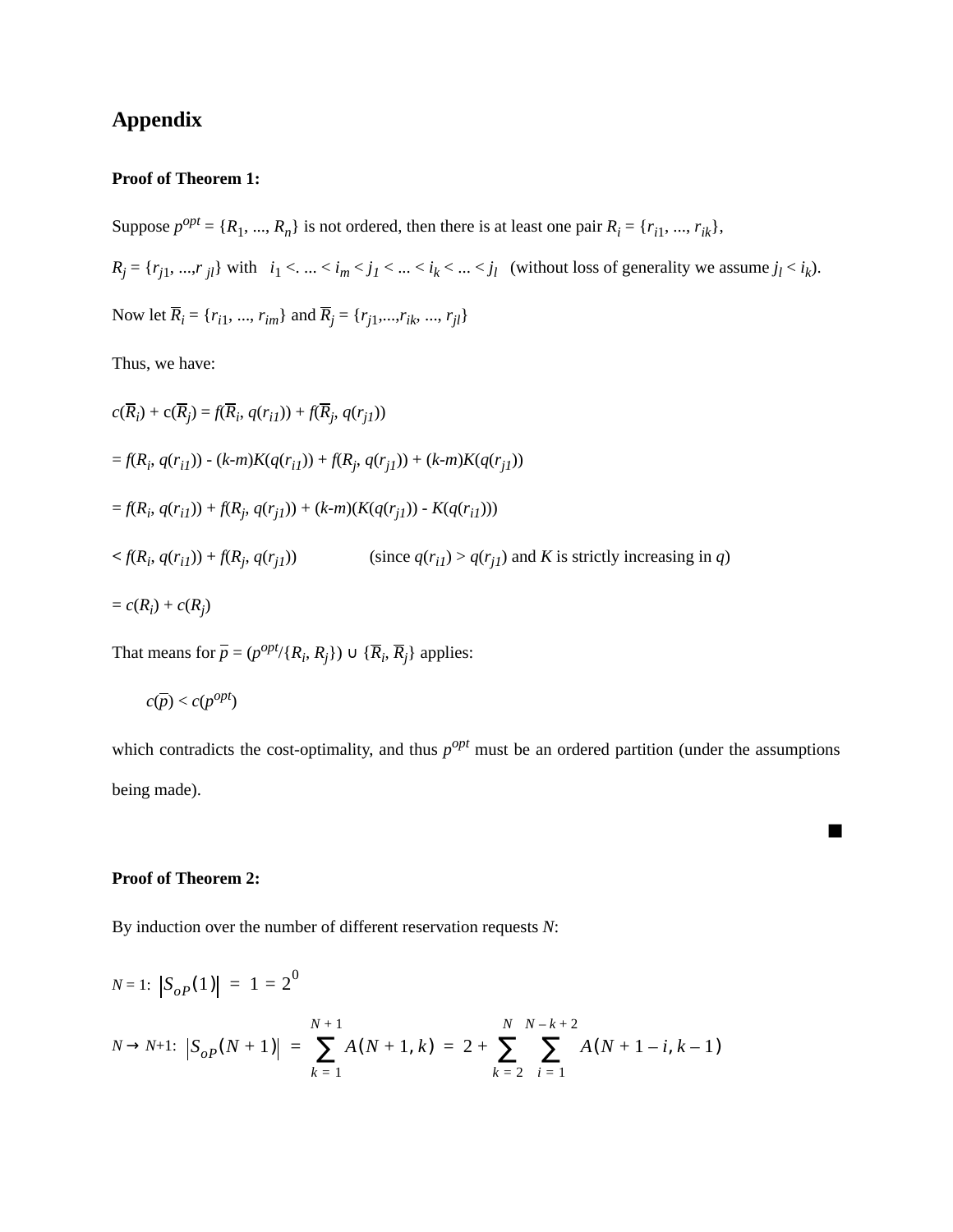## Appendix

**Proof of Theorem 1:**

Suppose $p^{opt} = \{R_1, ..., R_n\}$ is not ordered, then there is at least one pair $R_i = \{r_{i1}, ..., r_{ik}\}$,

$R_j = \{r_{j1}, ..., r_{jl}\}$ with $i_1 <. ... < i_m < j_1 < ... < i_k < ... < j_l$ (without loss of generality we assume $j_l < i_k$).

Now let $\overline{R}_i = \{r_{i1}, ..., r_{im}\}$ and $\overline{R}_j = \{r_{j1},...,r_{ik}, ..., r_{jl}\}$

Thus, we have:

$c(\overline{R}_i) + c(\overline{R}_j) = f(\overline{R}_i, q(r_{i1})) + f(\overline{R}_j, q(r_{j1}))$

$= f(R_i, q(r_{i1})) - (k\text{-}m)K(q(r_{i1})) + f(R_j, q(r_{j1})) + (k\text{-}m)K(q(r_{j1}))$

$= f(R_i, q(r_{i1})) + f(R_j, q(r_{j1})) + (k\text{-}m)(K(q(r_{j1})) - K(q(r_{i1})))$

$< f(R_i, q(r_{i1})) + f(R_j, q(r_{j1}))$ (since $q(r_{i1}) > q(r_{j1})$ and $K$ is strictly increasing in $q$)

$= c(R_i) + c(R_j)$

That means for $\overline{p} = (p^{opt}/\{R_i, R_j\}) \cup \{\overline{R}_i, \overline{R}_j\}$ applies:

$$c(\overline{p}) < c(p^{opt})$$

which contradicts the cost-optimality, and thus $p^{opt}$ must be an ordered partition (under the assumptions being made).

■

**Proof of Theorem 2:**

By induction over the number of different reservation requests $N$:

$N = 1$: $|S_{oP}(1)| = 1 = 2^0$

$N \rightarrow N+1$: $|S_{oP}(N+1)| = \sum_{k=1}^{N+1} A(N+1, k) = 2 + \sum_{k=2}^{N} \sum_{i=1}^{N-k+2} A(N+1-i, k-1)$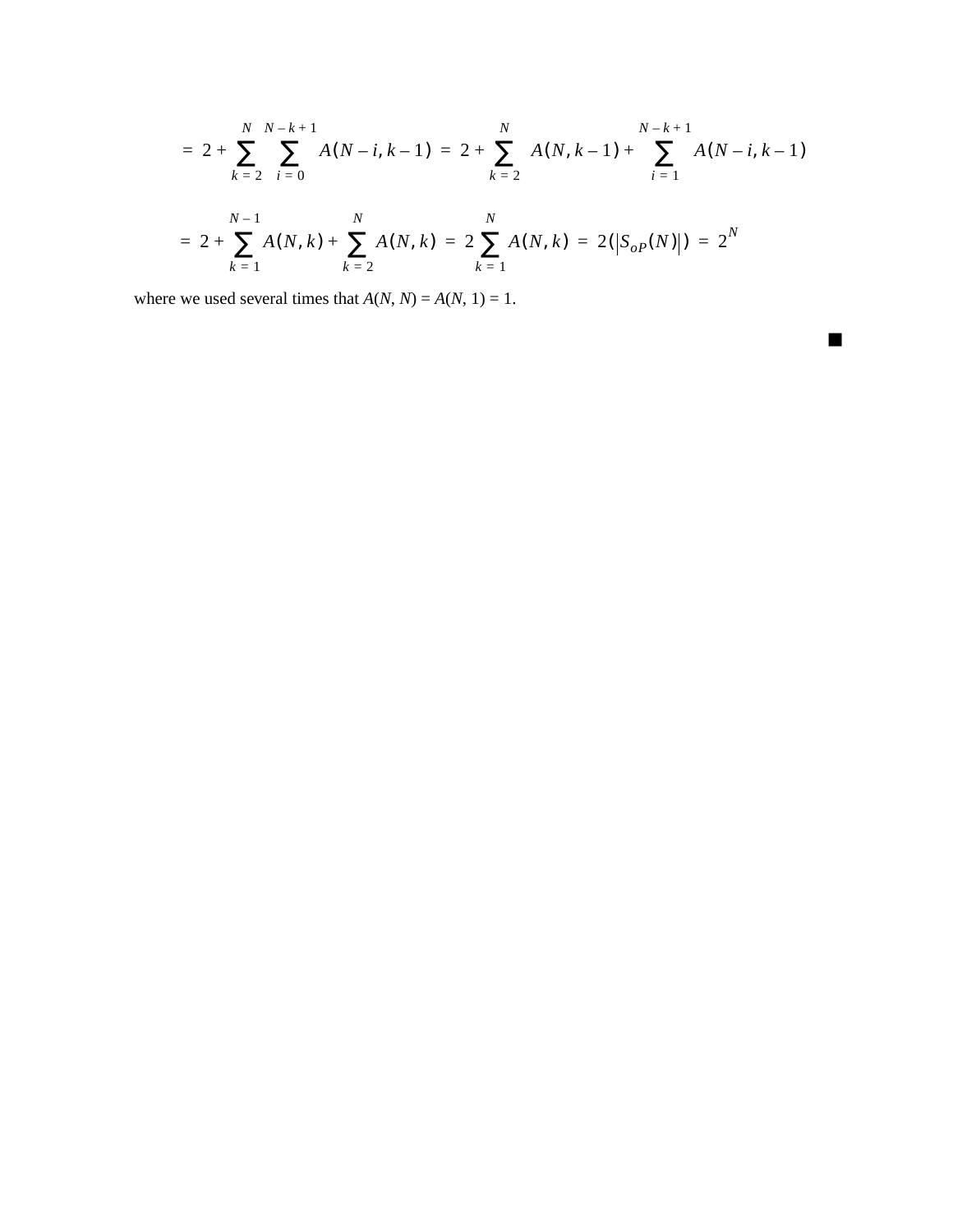$$= 2 + \sum_{k=2}^{N} \sum_{i=0}^{N-k+1} A(N-i, k-1) = 2 + \sum_{k=2}^{N} A(N, k-1) + \sum_{i=1}^{N-k+1} A(N-i, k-1)$$

$$= 2 + \sum_{k=1}^{N-1} A(N, k) + \sum_{k=2}^{N} A(N, k) = 2\sum_{k=1}^{N} A(N, k) = 2(|S_{oP}(N)|) = 2^N$$

where we used several times that $A(N, N) = A(N, 1) = 1$.

■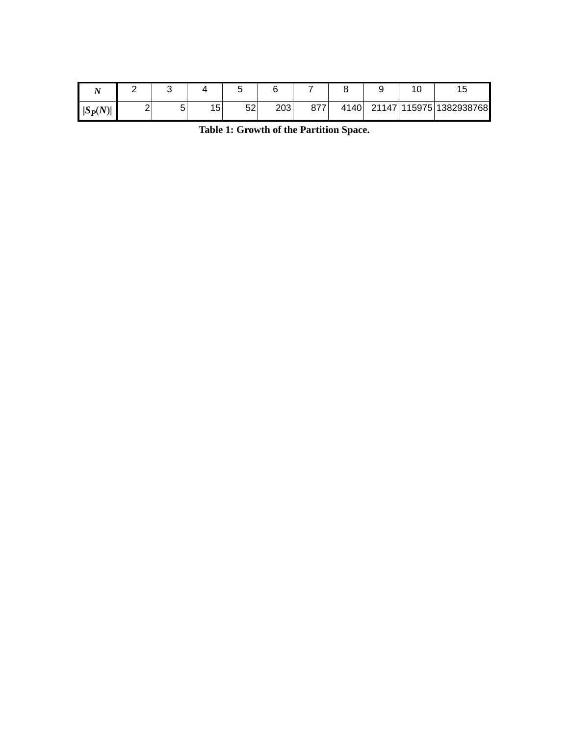| $N$ | 2 | 3 | 4 | 5 | 6 | 7 | 8 | 9 | 10 | 15 |
|---|---|---|---|---|---|---|---|---|---|---|
| $\|S_P(N)\|$ | 2 | 5 | 15 | 52 | 203 | 877 | 4140 | 21147 | 115975 | 1382938768 |

**Table 1: Growth of the Partition Space.**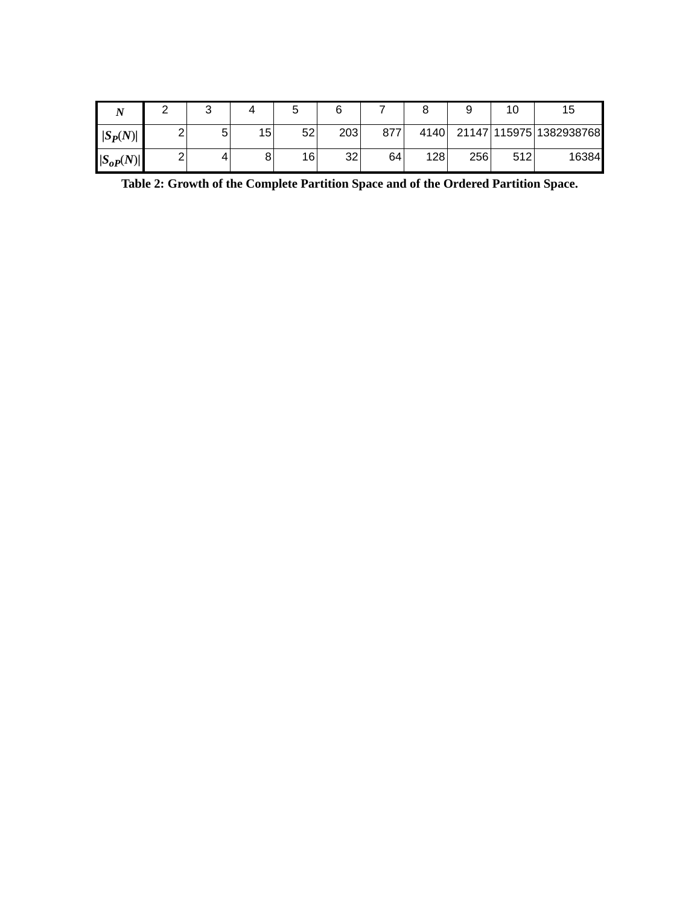| $N$ | 2 | 3 | 4 | 5 | 6 | 7 | 8 | 9 | 10 | 15 |
|---|---|---|---|---|---|---|---|---|---|---|
| $\|S_P(N)\|$ | 2 | 5 | 15 | 52 | 203 | 877 | 4140 | 21147 | 115975 | 1382938768 |
| $\|S_{oP}(N)\|$ | 2 | 4 | 8 | 16 | 32 | 64 | 128 | 256 | 512 | 16384 |

**Table 2: Growth of the Complete Partition Space and of the Ordered Partition Space.**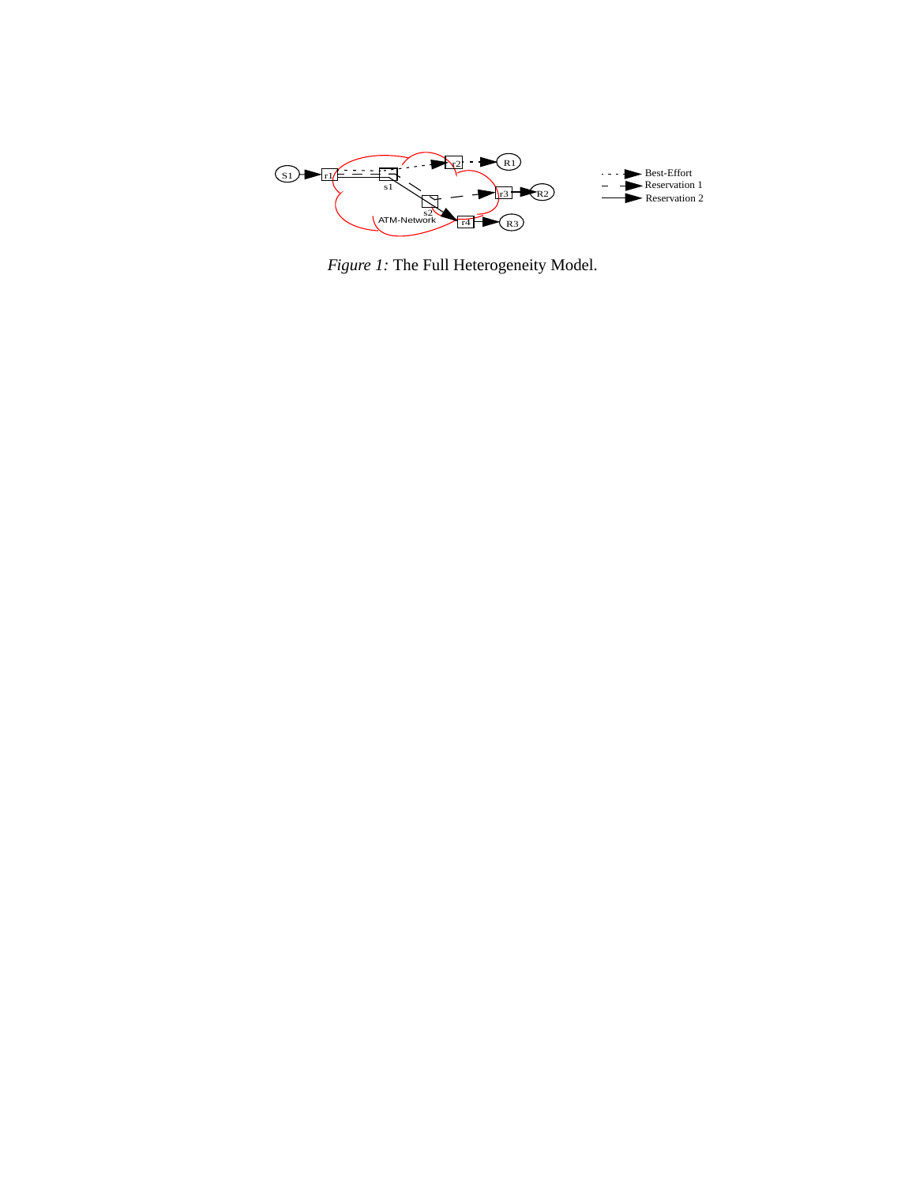*Figure 1:* The Full Heterogeneity Model.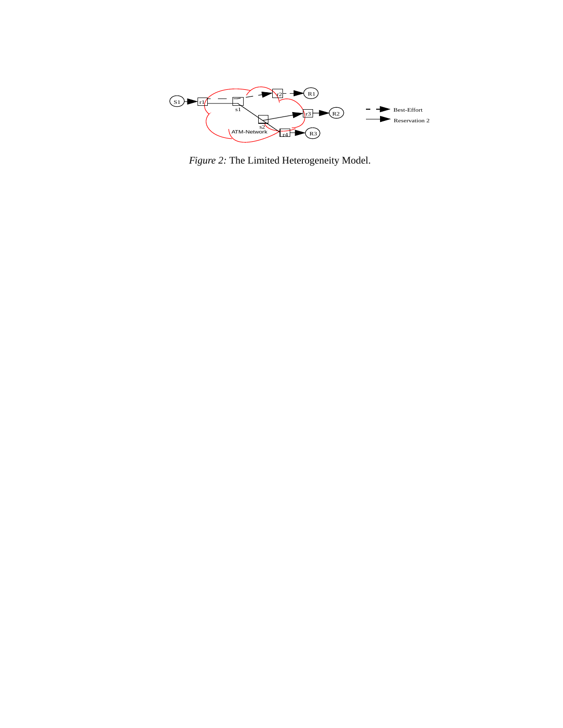*Figure 2:* The Limited Heterogeneity Model.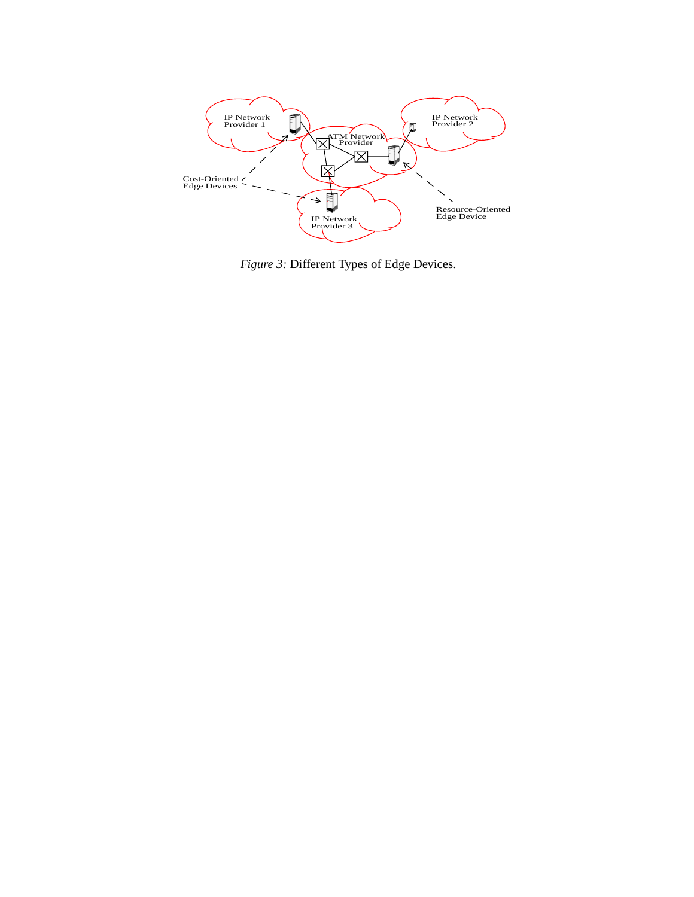*Figure 3:* Different Types of Edge Devices.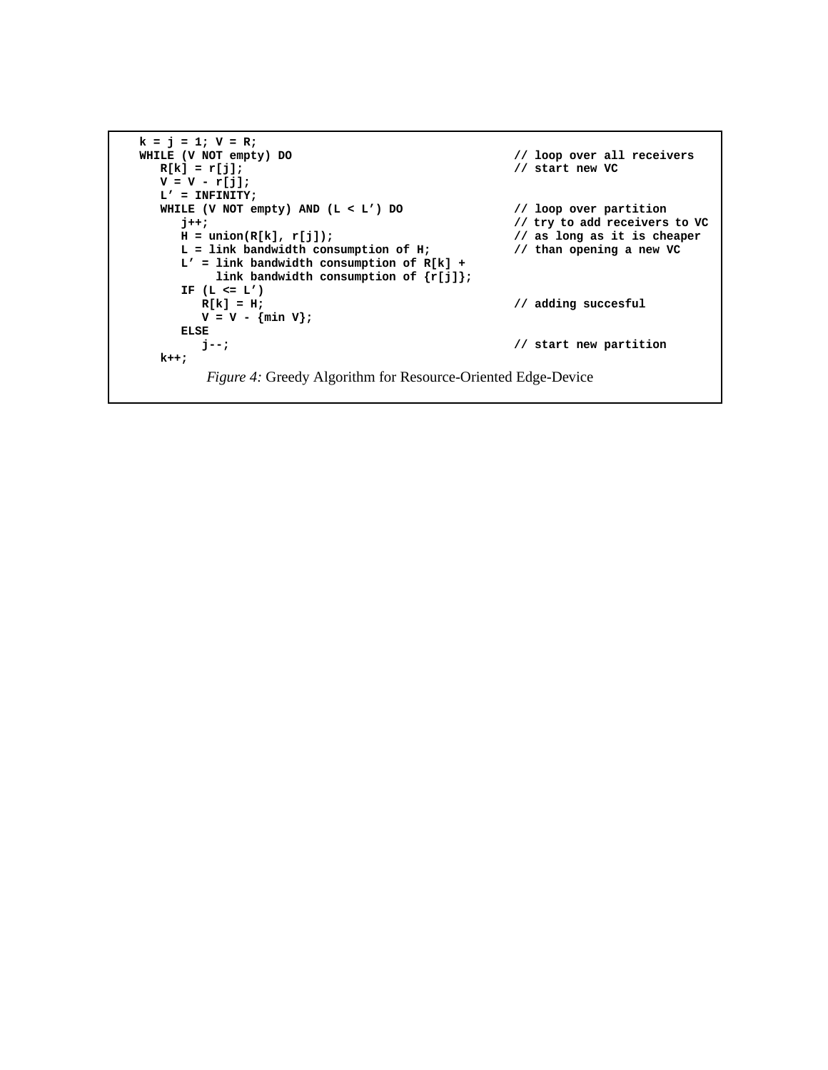```
k = j = 1; V = R;
WHILE (V NOT empty) DO                                  // loop over all receivers
   R[k] = r[j];                                         // start new VC
   V = V - r[j];
   L’ = INFINITY;
   WHILE (V NOT empty) AND (L < L’) DO                  // loop over partition
      j++;                                              // try to add receivers to VC
      H = union(R[k], r[j]);                            // as long as it is cheaper
      L = link bandwidth consumption of H;              // than opening a new VC
      L’ = link bandwidth consumption of R[k] +
           link bandwidth consumption of {r[j]};
      IF (L <= L’)
         R[k] = H;                                      // adding succesful
         V = V - {min V};
      ELSE
         j--;                                           // start new partition
   k++;
```

*Figure 4:* Greedy Algorithm for Resource-Oriented Edge-Device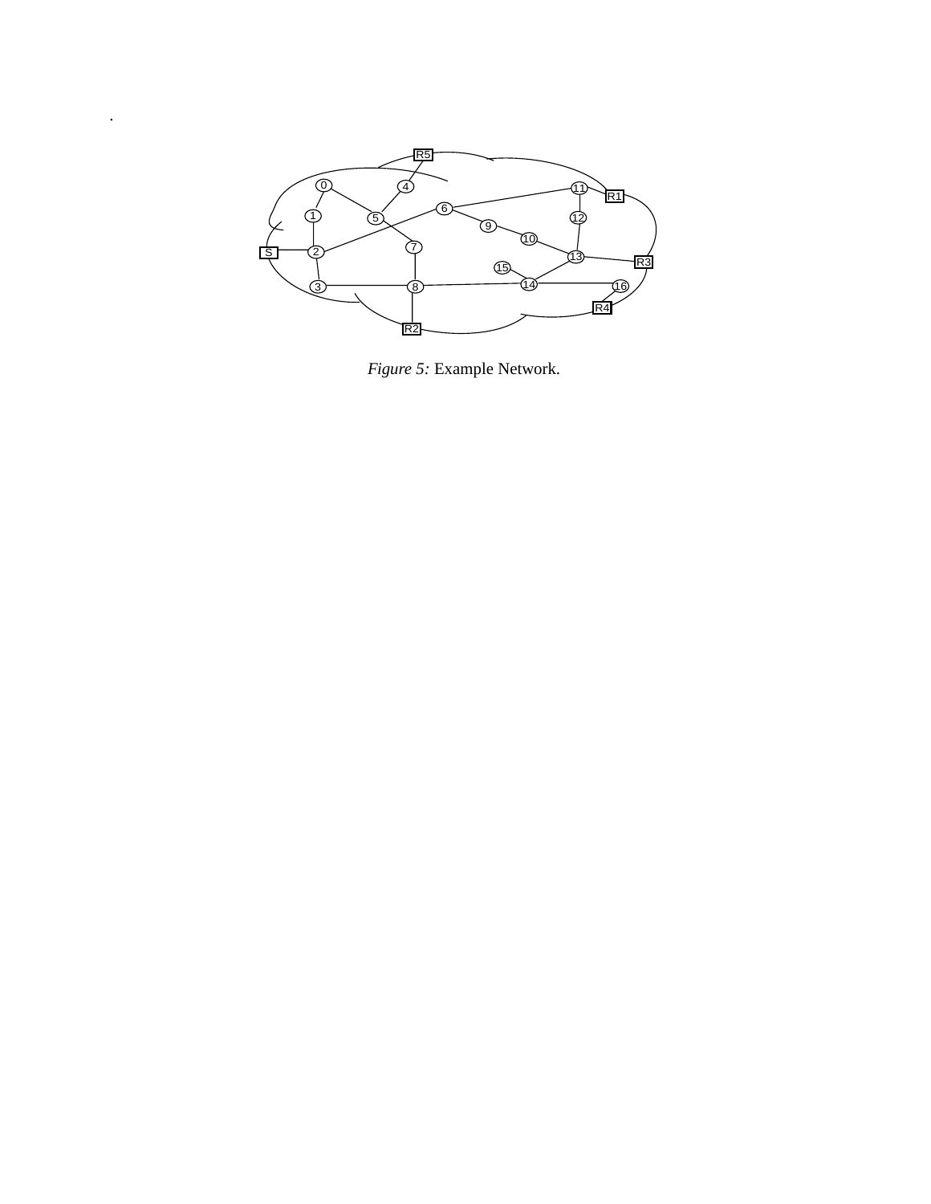.

*Figure 5:* Example Network.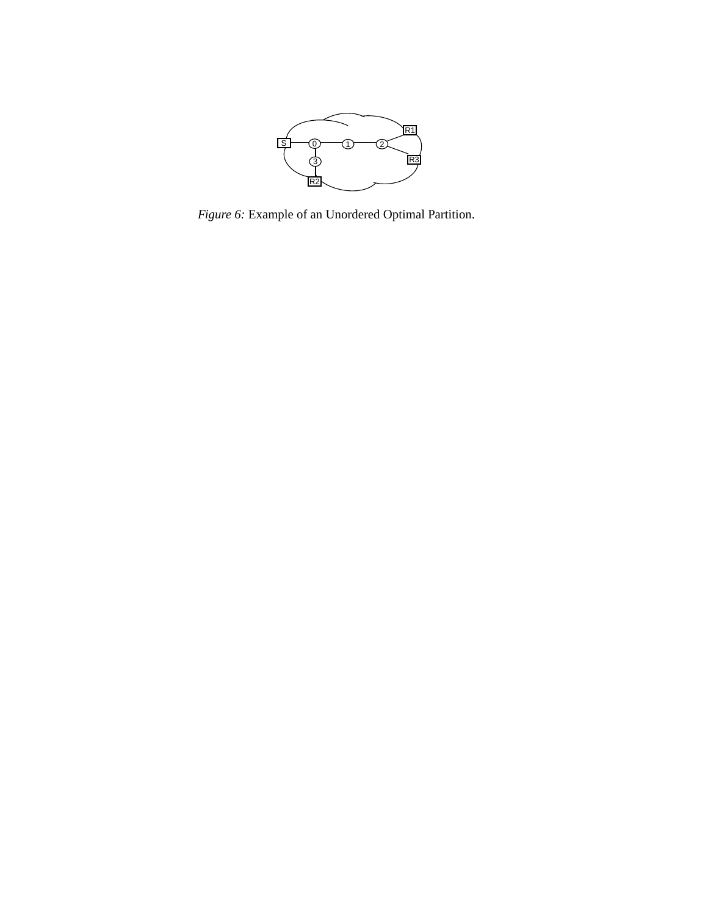*Figure 6:* Example of an Unordered Optimal Partition.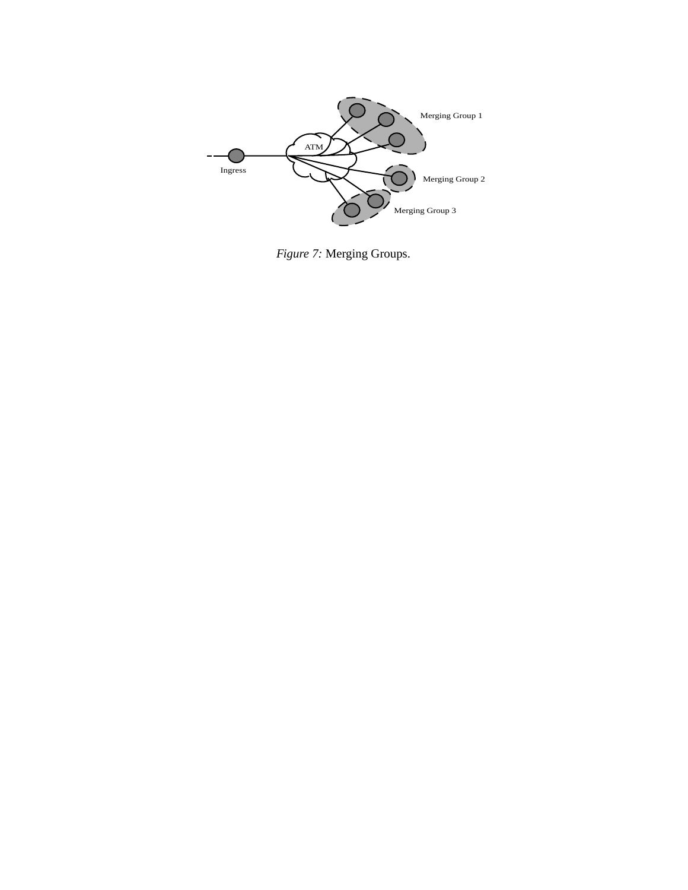Merging Group 1

ATM

Ingress

Merging Group 2

Merging Group 3

*Figure 7:* Merging Groups.